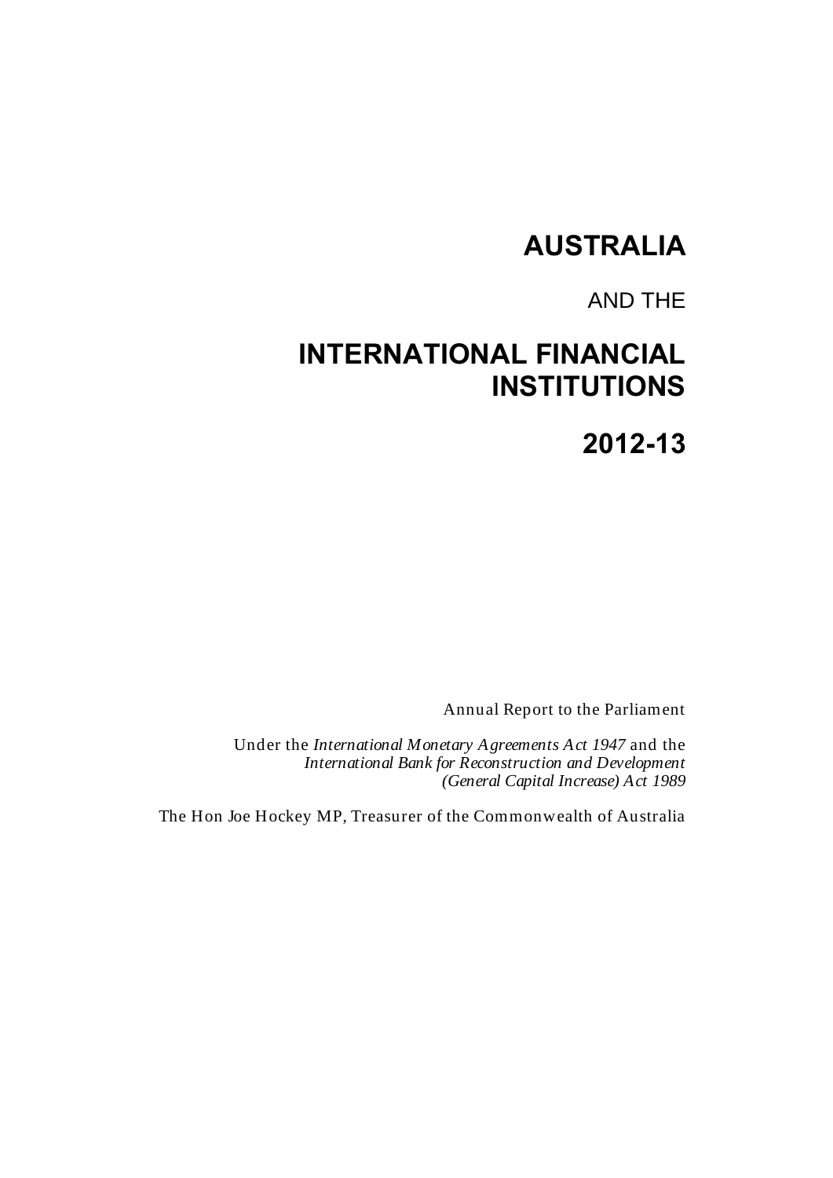# AUSTRALIA

AND THE

# INTERNATIONAL FINANCIAL INSTITUTIONS

# 2012-13

Annual Report to the Parliament

Under the *International Monetary Agreements Act 1947* and the *International Bank for Reconstruction and Development (General Capital Increase) Act 1989*

The Hon Joe Hockey MP, Treasurer of the Commonwealth of Australia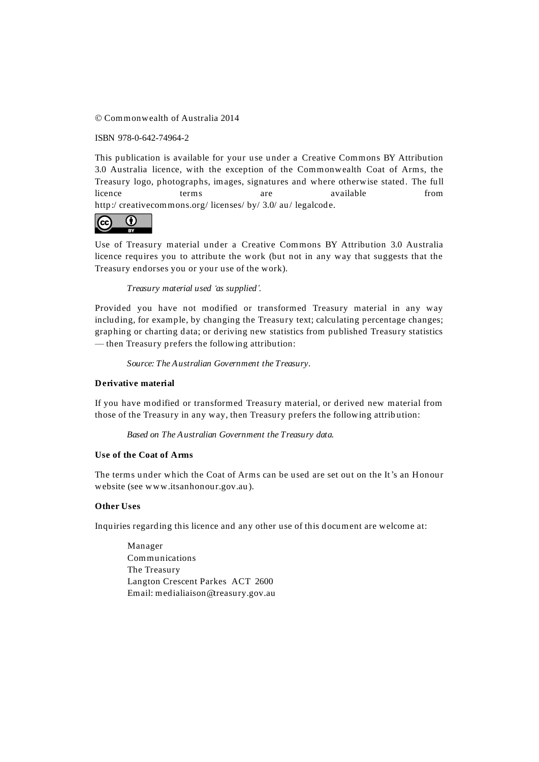© Commonwealth of Australia 2014

ISBN 978-0-642-74964-2

This publication is available for your use under a Creative Commons BY Attribution 3.0 Australia licence, with the exception of the Commonwealth Coat of Arms, the Treasury logo, photographs, images, signatures and where otherwise stated. The full licence terms are available from http://creativecommons.org/licenses/by/3.0/au/legalcode.

Use of Treasury material under a Creative Commons BY Attribution 3.0 Australia licence requires you to attribute the work (but not in any way that suggests that the Treasury endorses you or your use of the work).

*Treasury material used 'as supplied'.*

Provided you have not modified or transformed Treasury material in any way including, for example, by changing the Treasury text; calculating percentage changes; graphing or charting data; or deriving new statistics from published Treasury statistics — then Treasury prefers the following attribution:

*Source: The Australian Government the Treasury.*

**Derivative material**

If you have modified or transformed Treasury material, or derived new material from those of the Treasury in any way, then Treasury prefers the following attribution:

*Based on The Australian Government the Treasury data.*

**Use of the Coat of Arms**

The terms under which the Coat of Arms can be used are set out on the It's an Honour website (see www.itsanhonour.gov.au).

**Other Uses**

Inquiries regarding this licence and any other use of this document are welcome at:

Manager
Communications
The Treasury
Langton Crescent Parkes ACT 2600
Email: medialiaison@treasury.gov.au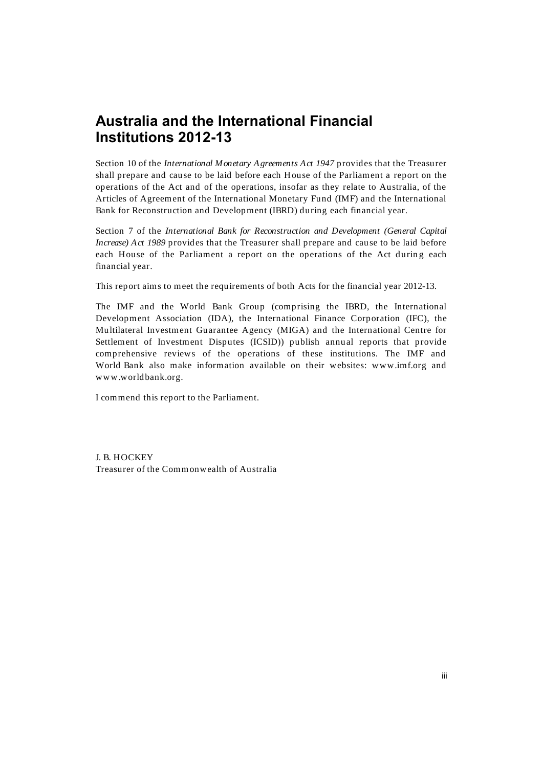# Australia and the International Financial Institutions 2012-13

Section 10 of the *International Monetary Agreements Act 1947* provides that the Treasurer shall prepare and cause to be laid before each House of the Parliament a report on the operations of the Act and of the operations, insofar as they relate to Australia, of the Articles of Agreement of the International Monetary Fund (IMF) and the International Bank for Reconstruction and Development (IBRD) during each financial year.

Section 7 of the *International Bank for Reconstruction and Development (General Capital Increase) Act 1989* provides that the Treasurer shall prepare and cause to be laid before each House of the Parliament a report on the operations of the Act during each financial year.

This report aims to meet the requirements of both Acts for the financial year 2012-13.

The IMF and the World Bank Group (comprising the IBRD, the International Development Association (IDA), the International Finance Corporation (IFC), the Multilateral Investment Guarantee Agency (MIGA) and the International Centre for Settlement of Investment Disputes (ICSID)) publish annual reports that provide comprehensive reviews of the operations of these institutions. The IMF and World Bank also make information available on their websites: www.imf.org and www.worldbank.org.

I commend this report to the Parliament.

J. B. HOCKEY
Treasurer of the Commonwealth of Australia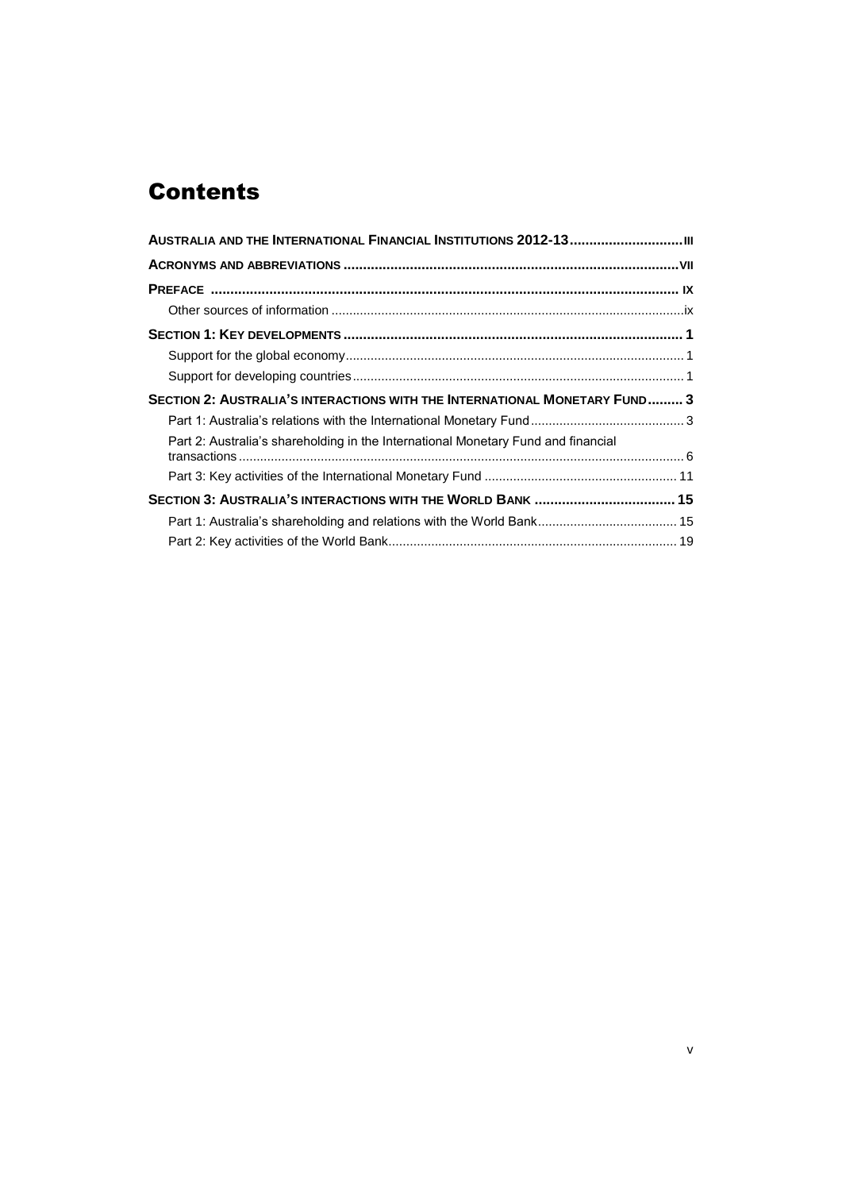# Contents

**AUSTRALIA AND THE INTERNATIONAL FINANCIAL INSTITUTIONS 2012-13** ............................ III

**ACRONYMS AND ABBREVIATIONS** ............................ VII

**PREFACE** ............................ IX

Other sources of information ............................ ix

**SECTION 1: KEY DEVELOPMENTS** ............................ 1

Support for the global economy ............................ 1

Support for developing countries ............................ 1

**SECTION 2: AUSTRALIA'S INTERACTIONS WITH THE INTERNATIONAL MONETARY FUND** ......... 3

Part 1: Australia's relations with the International Monetary Fund ............................ 3

Part 2: Australia's shareholding in the International Monetary Fund and financial transactions ............................ 6

Part 3: Key activities of the International Monetary Fund ............................ 11

**SECTION 3: AUSTRALIA'S INTERACTIONS WITH THE WORLD BANK** ............................ 15

Part 1: Australia's shareholding and relations with the World Bank ............................ 15

Part 2: Key activities of the World Bank ............................ 19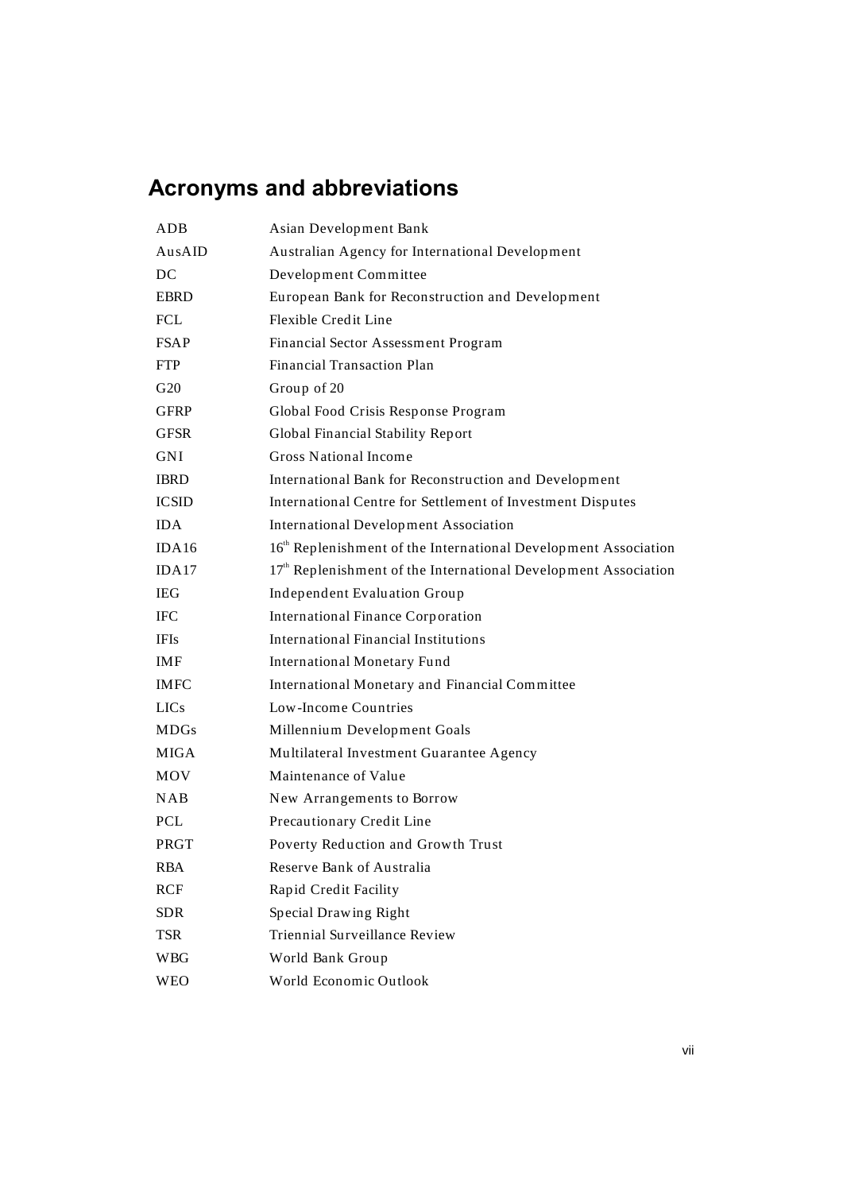## Acronyms and abbreviations

| | |
|---|---|
| ADB | Asian Development Bank |
| AusAID | Australian Agency for International Development |
| DC | Development Committee |
| EBRD | European Bank for Reconstruction and Development |
| FCL | Flexible Credit Line |
| FSAP | Financial Sector Assessment Program |
| FTP | Financial Transaction Plan |
| G20 | Group of 20 |
| GFRP | Global Food Crisis Response Program |
| GFSR | Global Financial Stability Report |
| GNI | Gross National Income |
| IBRD | International Bank for Reconstruction and Development |
| ICSID | International Centre for Settlement of Investment Disputes |
| IDA | International Development Association |
| IDA16 | 16th Replenishment of the International Development Association |
| IDA17 | 17th Replenishment of the International Development Association |
| IEG | Independent Evaluation Group |
| IFC | International Finance Corporation |
| IFIs | International Financial Institutions |
| IMF | International Monetary Fund |
| IMFC | International Monetary and Financial Committee |
| LICs | Low-Income Countries |
| MDGs | Millennium Development Goals |
| MIGA | Multilateral Investment Guarantee Agency |
| MOV | Maintenance of Value |
| NAB | New Arrangements to Borrow |
| PCL | Precautionary Credit Line |
| PRGT | Poverty Reduction and Growth Trust |
| RBA | Reserve Bank of Australia |
| RCF | Rapid Credit Facility |
| SDR | Special Drawing Right |
| TSR | Triennial Surveillance Review |
| WBG | World Bank Group |
| WEO | World Economic Outlook |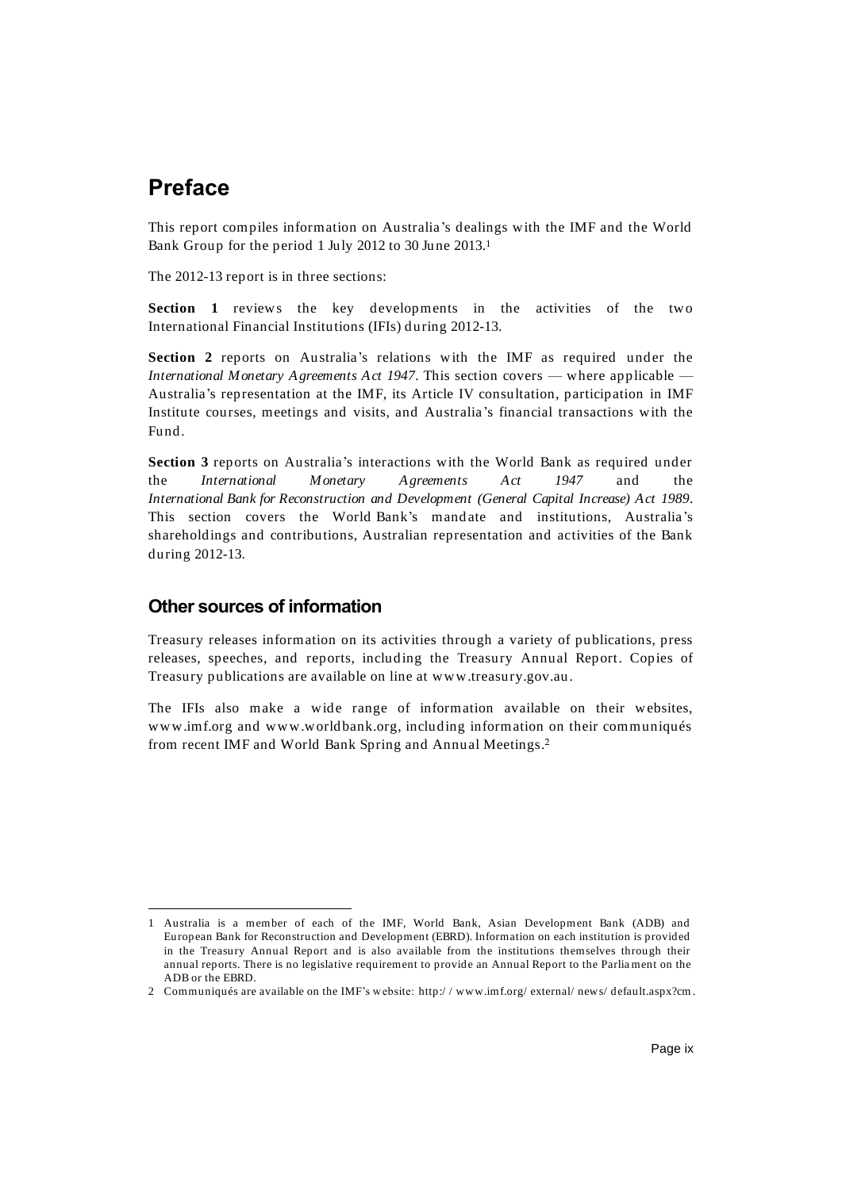# Preface

This report compiles information on Australia's dealings with the IMF and the World Bank Group for the period 1 July 2012 to 30 June 2013.[1]

The 2012-13 report is in three sections:

**Section 1** reviews the key developments in the activities of the two International Financial Institutions (IFIs) during 2012-13.

**Section 2** reports on Australia's relations with the IMF as required under the *International Monetary Agreements Act 1947*. This section covers — where applicable — Australia's representation at the IMF, its Article IV consultation, participation in IMF Institute courses, meetings and visits, and Australia's financial transactions with the Fund.

**Section 3** reports on Australia's interactions with the World Bank as required under the *International Monetary Agreements Act 1947* and the *International Bank for Reconstruction and Development (General Capital Increase) Act 1989*. This section covers the World Bank's mandate and institutions, Australia's shareholdings and contributions, Australian representation and activities of the Bank during 2012-13.

## Other sources of information

Treasury releases information on its activities through a variety of publications, press releases, speeches, and reports, including the Treasury Annual Report. Copies of Treasury publications are available on line at www.treasury.gov.au.

The IFIs also make a wide range of information available on their websites, www.imf.org and www.worldbank.org, including information on their communiqués from recent IMF and World Bank Spring and Annual Meetings.[2]

---

1 Australia is a member of each of the IMF, World Bank, Asian Development Bank (ADB) and European Bank for Reconstruction and Development (EBRD). Information on each institution is provided in the Treasury Annual Report and is also available from the institutions themselves through their annual reports. There is no legislative requirement to provide an Annual Report to the Parliament on the ADB or the EBRD.

2 Communiqués are available on the IMF's website: http://www.imf.org/external/news/default.aspx?cm.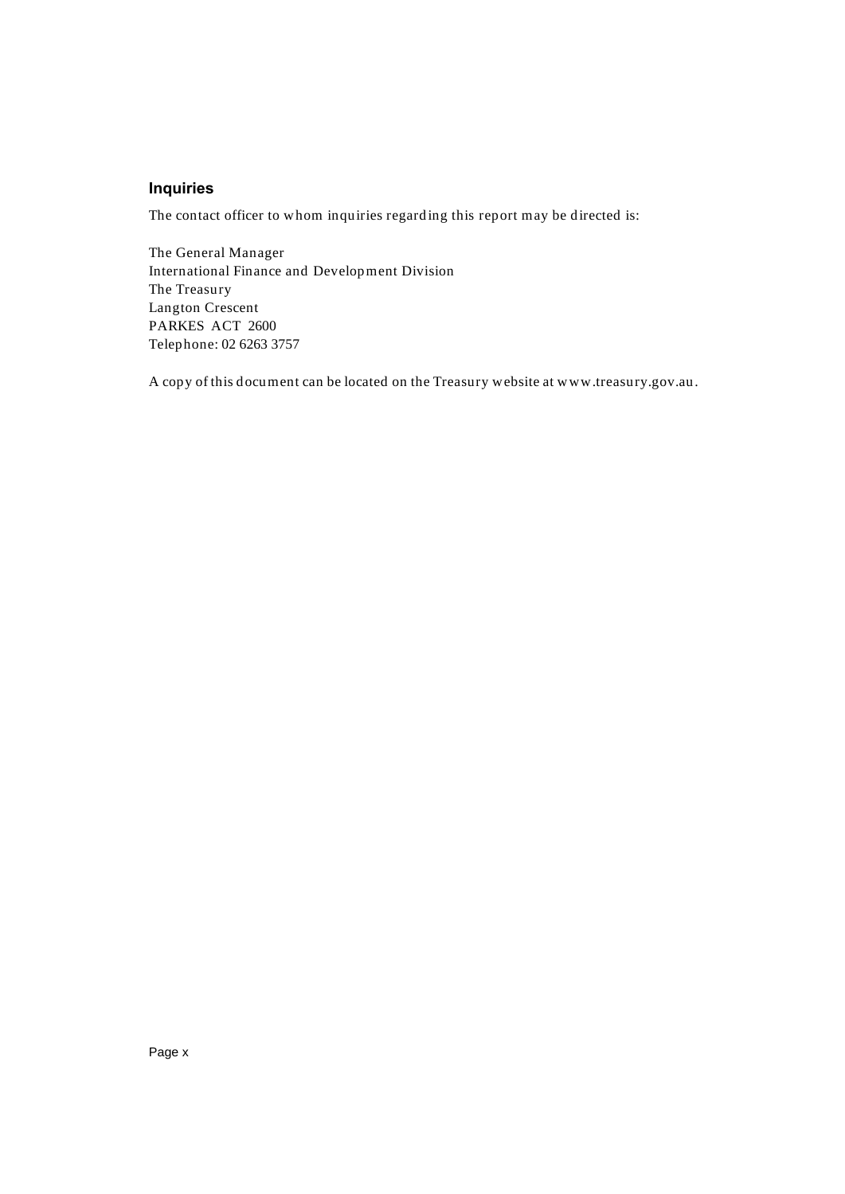## Inquiries

The contact officer to whom inquiries regarding this report may be directed is:

The General Manager
International Finance and Development Division
The Treasury
Langton Crescent
PARKES ACT 2600
Telephone: 02 6263 3757

A copy of this document can be located on the Treasury website at www.treasury.gov.au.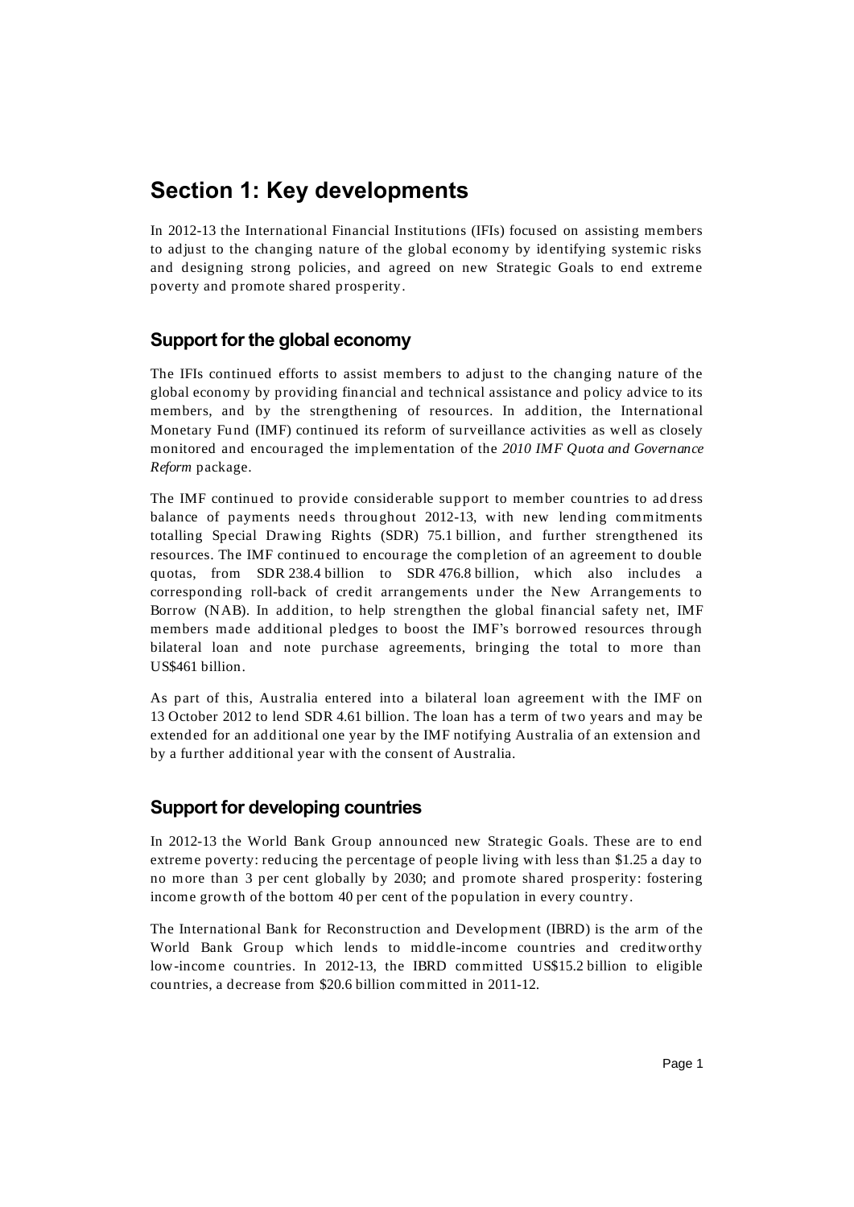# Section 1: Key developments

In 2012-13 the International Financial Institutions (IFIs) focused on assisting members to adjust to the changing nature of the global economy by identifying systemic risks and designing strong policies, and agreed on new Strategic Goals to end extreme poverty and promote shared prosperity.

## Support for the global economy

The IFIs continued efforts to assist members to adjust to the changing nature of the global economy by providing financial and technical assistance and policy advice to its members, and by the strengthening of resources. In addition, the International Monetary Fund (IMF) continued its reform of surveillance activities as well as closely monitored and encouraged the implementation of the *2010 IMF Quota and Governance Reform* package.

The IMF continued to provide considerable support to member countries to address balance of payments needs throughout 2012-13, with new lending commitments totalling Special Drawing Rights (SDR) 75.1 billion, and further strengthened its resources. The IMF continued to encourage the completion of an agreement to double quotas, from SDR 238.4 billion to SDR 476.8 billion, which also includes a corresponding roll-back of credit arrangements under the New Arrangements to Borrow (NAB). In addition, to help strengthen the global financial safety net, IMF members made additional pledges to boost the IMF's borrowed resources through bilateral loan and note purchase agreements, bringing the total to more than US$461 billion.

As part of this, Australia entered into a bilateral loan agreement with the IMF on 13 October 2012 to lend SDR 4.61 billion. The loan has a term of two years and may be extended for an additional one year by the IMF notifying Australia of an extension and by a further additional year with the consent of Australia.

## Support for developing countries

In 2012-13 the World Bank Group announced new Strategic Goals. These are to end extreme poverty: reducing the percentage of people living with less than $1.25 a day to no more than 3 per cent globally by 2030; and promote shared prosperity: fostering income growth of the bottom 40 per cent of the population in every country.

The International Bank for Reconstruction and Development (IBRD) is the arm of the World Bank Group which lends to middle-income countries and creditworthy low-income countries. In 2012-13, the IBRD committed US$15.2 billion to eligible countries, a decrease from $20.6 billion committed in 2011-12.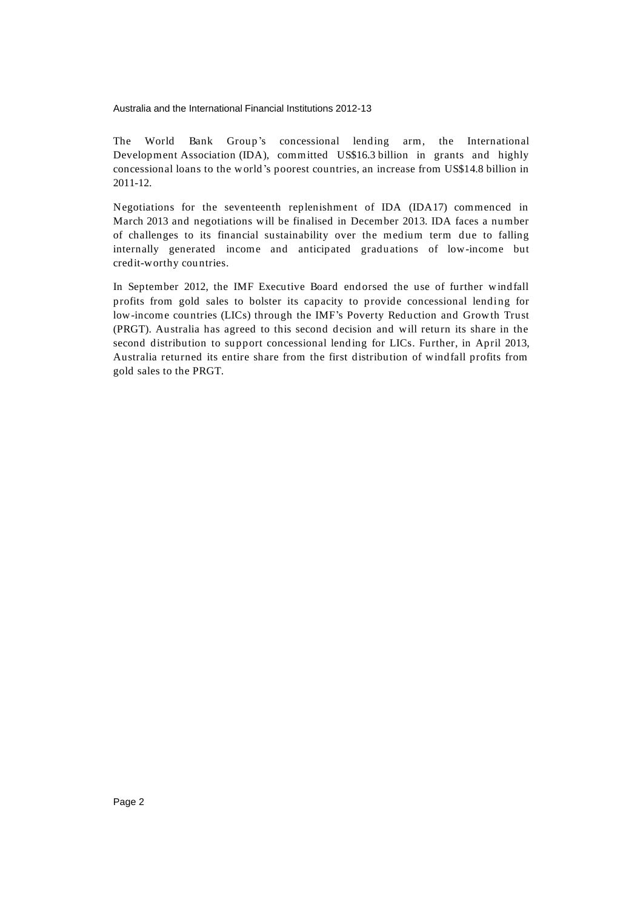The World Bank Group's concessional lending arm, the International Development Association (IDA), committed US$16.3 billion in grants and highly concessional loans to the world's poorest countries, an increase from US$14.8 billion in 2011-12.

Negotiations for the seventeenth replenishment of IDA (IDA17) commenced in March 2013 and negotiations will be finalised in December 2013. IDA faces a number of challenges to its financial sustainability over the medium term due to falling internally generated income and anticipated graduations of low-income but credit-worthy countries.

In September 2012, the IMF Executive Board endorsed the use of further windfall profits from gold sales to bolster its capacity to provide concessional lending for low-income countries (LICs) through the IMF's Poverty Reduction and Growth Trust (PRGT). Australia has agreed to this second decision and will return its share in the second distribution to support concessional lending for LICs. Further, in April 2013, Australia returned its entire share from the first distribution of windfall profits from gold sales to the PRGT.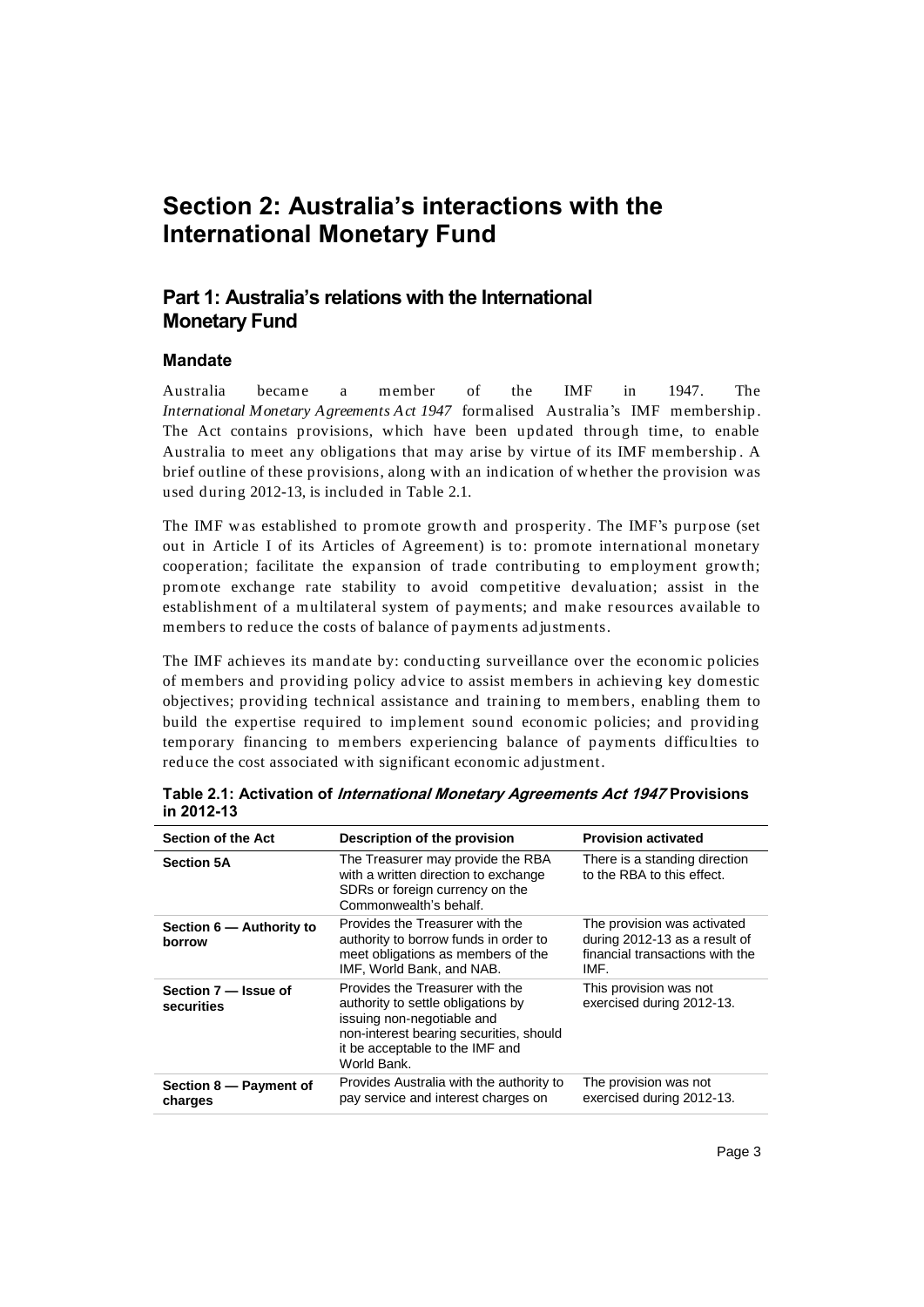# Section 2: Australia's interactions with the International Monetary Fund

## Part 1: Australia's relations with the International Monetary Fund

### Mandate

Australia became a member of the IMF in 1947. The *International Monetary Agreements Act 1947* formalised Australia's IMF membership. The Act contains provisions, which have been updated through time, to enable Australia to meet any obligations that may arise by virtue of its IMF membership. A brief outline of these provisions, along with an indication of whether the provision was used during 2012-13, is included in Table 2.1.

The IMF was established to promote growth and prosperity. The IMF's purpose (set out in Article I of its Articles of Agreement) is to: promote international monetary cooperation; facilitate the expansion of trade contributing to employment growth; promote exchange rate stability to avoid competitive devaluation; assist in the establishment of a multilateral system of payments; and make resources available to members to reduce the costs of balance of payments adjustments.

The IMF achieves its mandate by: conducting surveillance over the economic policies of members and providing policy advice to assist members in achieving key domestic objectives; providing technical assistance and training to members, enabling them to build the expertise required to implement sound economic policies; and providing temporary financing to members experiencing balance of payments difficulties to reduce the cost associated with significant economic adjustment.

**Table 2.1: Activation of *International Monetary Agreements Act 1947* Provisions in 2012-13**

| Section of the Act | Description of the provision | Provision activated |
|---|---|---|
| **Section 5A** | The Treasurer may provide the RBA with a written direction to exchange SDRs or foreign currency on the Commonwealth's behalf. | There is a standing direction to the RBA to this effect. |
| **Section 6 — Authority to borrow** | Provides the Treasurer with the authority to borrow funds in order to meet obligations as members of the IMF, World Bank, and NAB. | The provision was activated during 2012-13 as a result of financial transactions with the IMF. |
| **Section 7 — Issue of securities** | Provides the Treasurer with the authority to settle obligations by issuing non-negotiable and non-interest bearing securities, should it be acceptable to the IMF and World Bank. | This provision was not exercised during 2012-13. |
| **Section 8 — Payment of charges** | Provides Australia with the authority to pay service and interest charges on | The provision was not exercised during 2012-13. |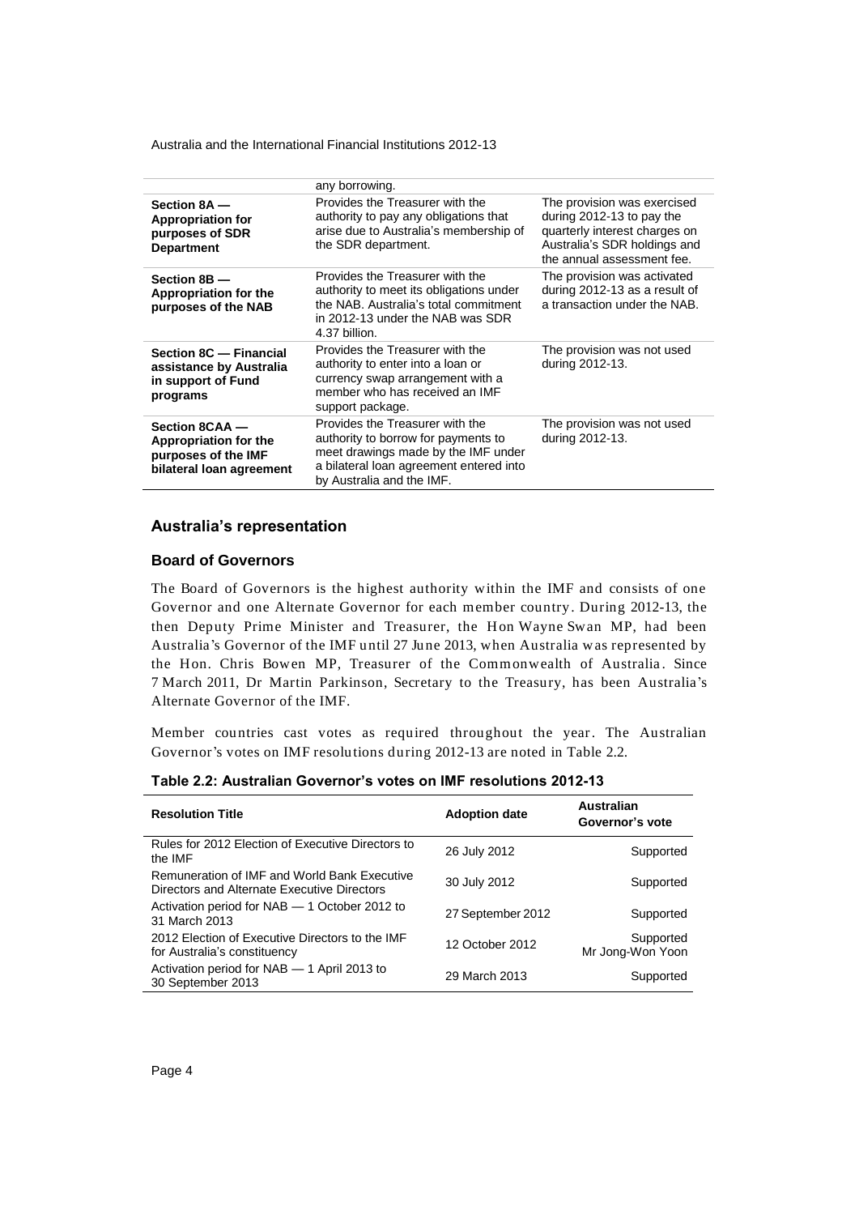| | any borrowing. | |
|---|---|---|
| **Section 8A — Appropriation for purposes of SDR Department** | Provides the Treasurer with the authority to pay any obligations that arise due to Australia's membership of the SDR department. | The provision was exercised during 2012-13 to pay the quarterly interest charges on Australia's SDR holdings and the annual assessment fee. |
| **Section 8B — Appropriation for the purposes of the NAB** | Provides the Treasurer with the authority to meet its obligations under the NAB. Australia's total commitment in 2012-13 under the NAB was SDR 4.37 billion. | The provision was activated during 2012-13 as a result of a transaction under the NAB. |
| **Section 8C — Financial assistance by Australia in support of Fund programs** | Provides the Treasurer with the authority to enter into a loan or currency swap arrangement with a member who has received an IMF support package. | The provision was not used during 2012-13. |
| **Section 8CAA — Appropriation for the purposes of the IMF bilateral loan agreement** | Provides the Treasurer with the authority to borrow for payments to meet drawings made by the IMF under a bilateral loan agreement entered into by Australia and the IMF. | The provision was not used during 2012-13. |

## Australia's representation

### Board of Governors

The Board of Governors is the highest authority within the IMF and consists of one Governor and one Alternate Governor for each member country. During 2012-13, the then Deputy Prime Minister and Treasurer, the Hon Wayne Swan MP, had been Australia's Governor of the IMF until 27 June 2013, when Australia was represented by the Hon. Chris Bowen MP, Treasurer of the Commonwealth of Australia. Since 7 March 2011, Dr Martin Parkinson, Secretary to the Treasury, has been Australia's Alternate Governor of the IMF.

Member countries cast votes as required throughout the year. The Australian Governor's votes on IMF resolutions during 2012-13 are noted in Table 2.2.

**Table 2.2: Australian Governor's votes on IMF resolutions 2012-13**

| Resolution Title | Adoption date | Australian Governor's vote |
|---|---|---|
| Rules for 2012 Election of Executive Directors to the IMF | 26 July 2012 | Supported |
| Remuneration of IMF and World Bank Executive Directors and Alternate Executive Directors | 30 July 2012 | Supported |
| Activation period for NAB — 1 October 2012 to 31 March 2013 | 27 September 2012 | Supported |
| 2012 Election of Executive Directors to the IMF for Australia's constituency | 12 October 2012 | Supported Mr Jong-Won Yoon |
| Activation period for NAB — 1 April 2013 to 30 September 2013 | 29 March 2013 | Supported |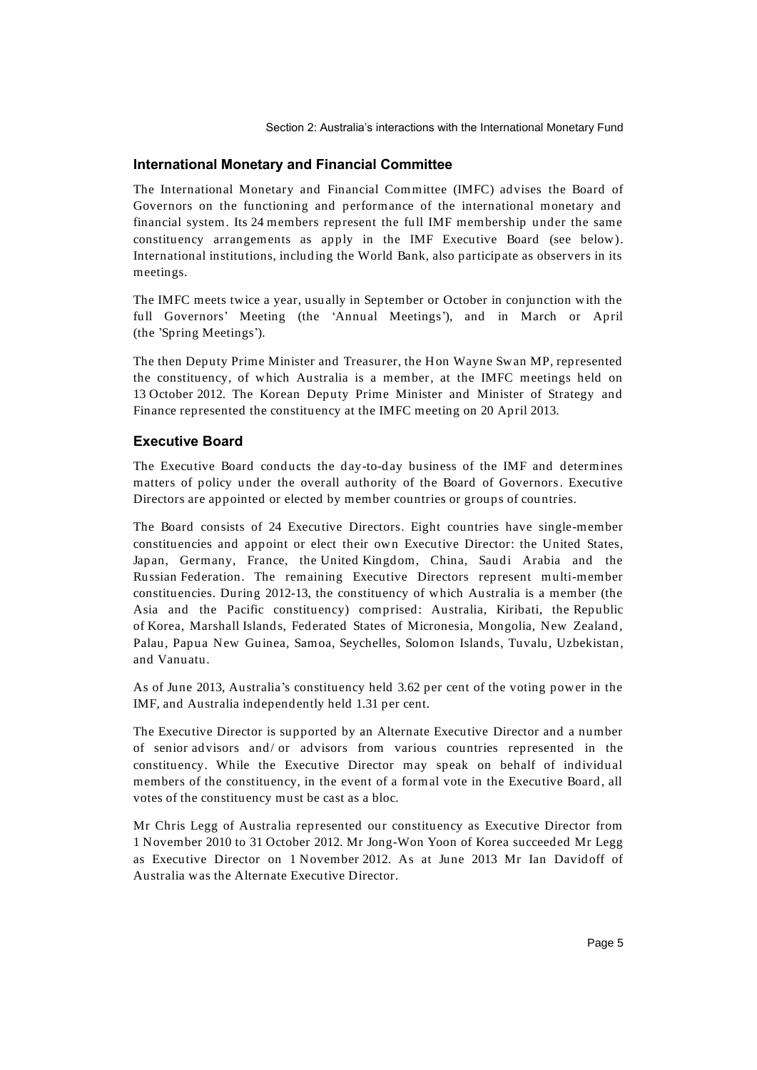### International Monetary and Financial Committee

The International Monetary and Financial Committee (IMFC) advises the Board of Governors on the functioning and performance of the international monetary and financial system. Its 24 members represent the full IMF membership under the same constituency arrangements as apply in the IMF Executive Board (see below). International institutions, including the World Bank, also participate as observers in its meetings.

The IMFC meets twice a year, usually in September or October in conjunction with the full Governors' Meeting (the 'Annual Meetings'), and in March or April (the 'Spring Meetings').

The then Deputy Prime Minister and Treasurer, the Hon Wayne Swan MP, represented the constituency, of which Australia is a member, at the IMFC meetings held on 13 October 2012. The Korean Deputy Prime Minister and Minister of Strategy and Finance represented the constituency at the IMFC meeting on 20 April 2013.

### Executive Board

The Executive Board conducts the day-to-day business of the IMF and determines matters of policy under the overall authority of the Board of Governors. Executive Directors are appointed or elected by member countries or groups of countries.

The Board consists of 24 Executive Directors. Eight countries have single-member constituencies and appoint or elect their own Executive Director: the United States, Japan, Germany, France, the United Kingdom, China, Saudi Arabia and the Russian Federation. The remaining Executive Directors represent multi-member constituencies. During 2012-13, the constituency of which Australia is a member (the Asia and the Pacific constituency) comprised: Australia, Kiribati, the Republic of Korea, Marshall Islands, Federated States of Micronesia, Mongolia, New Zealand, Palau, Papua New Guinea, Samoa, Seychelles, Solomon Islands, Tuvalu, Uzbekistan, and Vanuatu.

As of June 2013, Australia's constituency held 3.62 per cent of the voting power in the IMF, and Australia independently held 1.31 per cent.

The Executive Director is supported by an Alternate Executive Director and a number of senior advisors and/or advisors from various countries represented in the constituency. While the Executive Director may speak on behalf of individual members of the constituency, in the event of a formal vote in the Executive Board, all votes of the constituency must be cast as a bloc.

Mr Chris Legg of Australia represented our constituency as Executive Director from 1 November 2010 to 31 October 2012. Mr Jong-Won Yoon of Korea succeeded Mr Legg as Executive Director on 1 November 2012. As at June 2013 Mr Ian Davidoff of Australia was the Alternate Executive Director.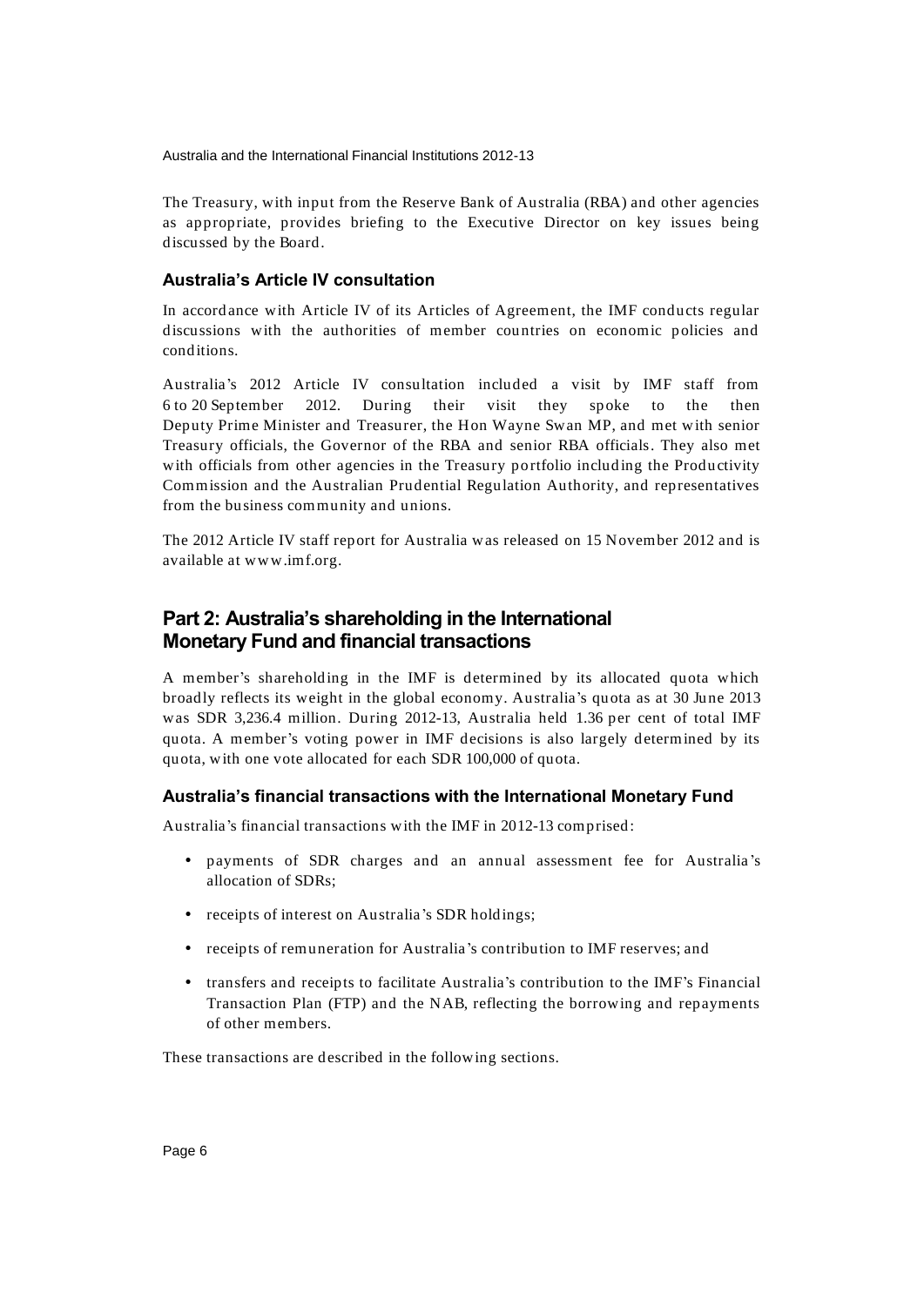The Treasury, with input from the Reserve Bank of Australia (RBA) and other agencies as appropriate, provides briefing to the Executive Director on key issues being discussed by the Board.

### Australia's Article IV consultation

In accordance with Article IV of its Articles of Agreement, the IMF conducts regular discussions with the authorities of member countries on economic policies and conditions.

Australia's 2012 Article IV consultation included a visit by IMF staff from 6 to 20 September 2012. During their visit they spoke to the then Deputy Prime Minister and Treasurer, the Hon Wayne Swan MP, and met with senior Treasury officials, the Governor of the RBA and senior RBA officials. They also met with officials from other agencies in the Treasury portfolio including the Productivity Commission and the Australian Prudential Regulation Authority, and representatives from the business community and unions.

The 2012 Article IV staff report for Australia was released on 15 November 2012 and is available at www.imf.org.

## Part 2: Australia's shareholding in the International Monetary Fund and financial transactions

A member's shareholding in the IMF is determined by its allocated quota which broadly reflects its weight in the global economy. Australia's quota as at 30 June 2013 was SDR 3,236.4 million. During 2012-13, Australia held 1.36 per cent of total IMF quota. A member's voting power in IMF decisions is also largely determined by its quota, with one vote allocated for each SDR 100,000 of quota.

### Australia's financial transactions with the International Monetary Fund

Australia's financial transactions with the IMF in 2012-13 comprised:

- payments of SDR charges and an annual assessment fee for Australia's allocation of SDRs;
- receipts of interest on Australia's SDR holdings;
- receipts of remuneration for Australia's contribution to IMF reserves; and
- transfers and receipts to facilitate Australia's contribution to the IMF's Financial Transaction Plan (FTP) and the NAB, reflecting the borrowing and repayments of other members.

These transactions are described in the following sections.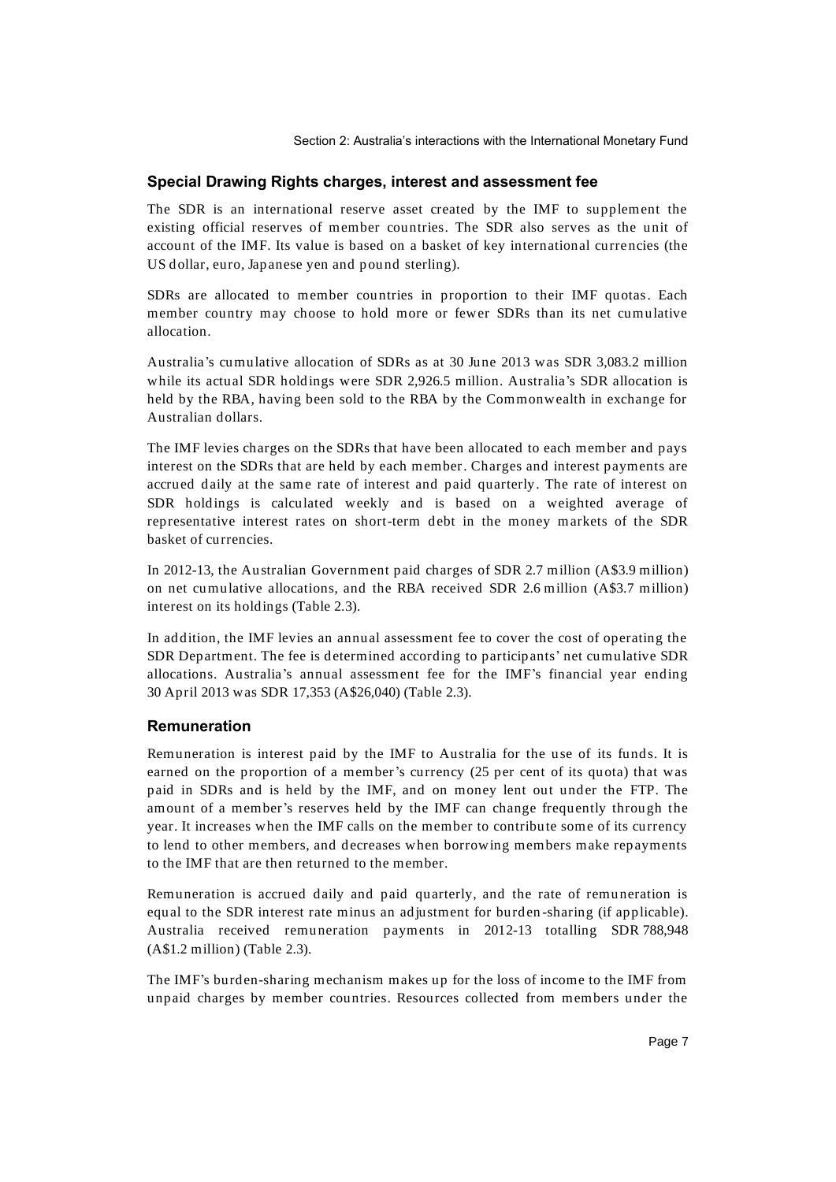### Special Drawing Rights charges, interest and assessment fee

The SDR is an international reserve asset created by the IMF to supplement the existing official reserves of member countries. The SDR also serves as the unit of account of the IMF. Its value is based on a basket of key international currencies (the US dollar, euro, Japanese yen and pound sterling).

SDRs are allocated to member countries in proportion to their IMF quotas. Each member country may choose to hold more or fewer SDRs than its net cumulative allocation.

Australia's cumulative allocation of SDRs as at 30 June 2013 was SDR 3,083.2 million while its actual SDR holdings were SDR 2,926.5 million. Australia's SDR allocation is held by the RBA, having been sold to the RBA by the Commonwealth in exchange for Australian dollars.

The IMF levies charges on the SDRs that have been allocated to each member and pays interest on the SDRs that are held by each member. Charges and interest payments are accrued daily at the same rate of interest and paid quarterly. The rate of interest on SDR holdings is calculated weekly and is based on a weighted average of representative interest rates on short-term debt in the money markets of the SDR basket of currencies.

In 2012-13, the Australian Government paid charges of SDR 2.7 million (A$3.9 million) on net cumulative allocations, and the RBA received SDR 2.6 million (A$3.7 million) interest on its holdings (Table 2.3).

In addition, the IMF levies an annual assessment fee to cover the cost of operating the SDR Department. The fee is determined according to participants' net cumulative SDR allocations. Australia's annual assessment fee for the IMF's financial year ending 30 April 2013 was SDR 17,353 (A$26,040) (Table 2.3).

### Remuneration

Remuneration is interest paid by the IMF to Australia for the use of its funds. It is earned on the proportion of a member's currency (25 per cent of its quota) that was paid in SDRs and is held by the IMF, and on money lent out under the FTP. The amount of a member's reserves held by the IMF can change frequently through the year. It increases when the IMF calls on the member to contribute some of its currency to lend to other members, and decreases when borrowing members make repayments to the IMF that are then returned to the member.

Remuneration is accrued daily and paid quarterly, and the rate of remuneration is equal to the SDR interest rate minus an adjustment for burden-sharing (if applicable). Australia received remuneration payments in 2012-13 totalling SDR 788,948 (A$1.2 million) (Table 2.3).

The IMF's burden-sharing mechanism makes up for the loss of income to the IMF from unpaid charges by member countries. Resources collected from members under the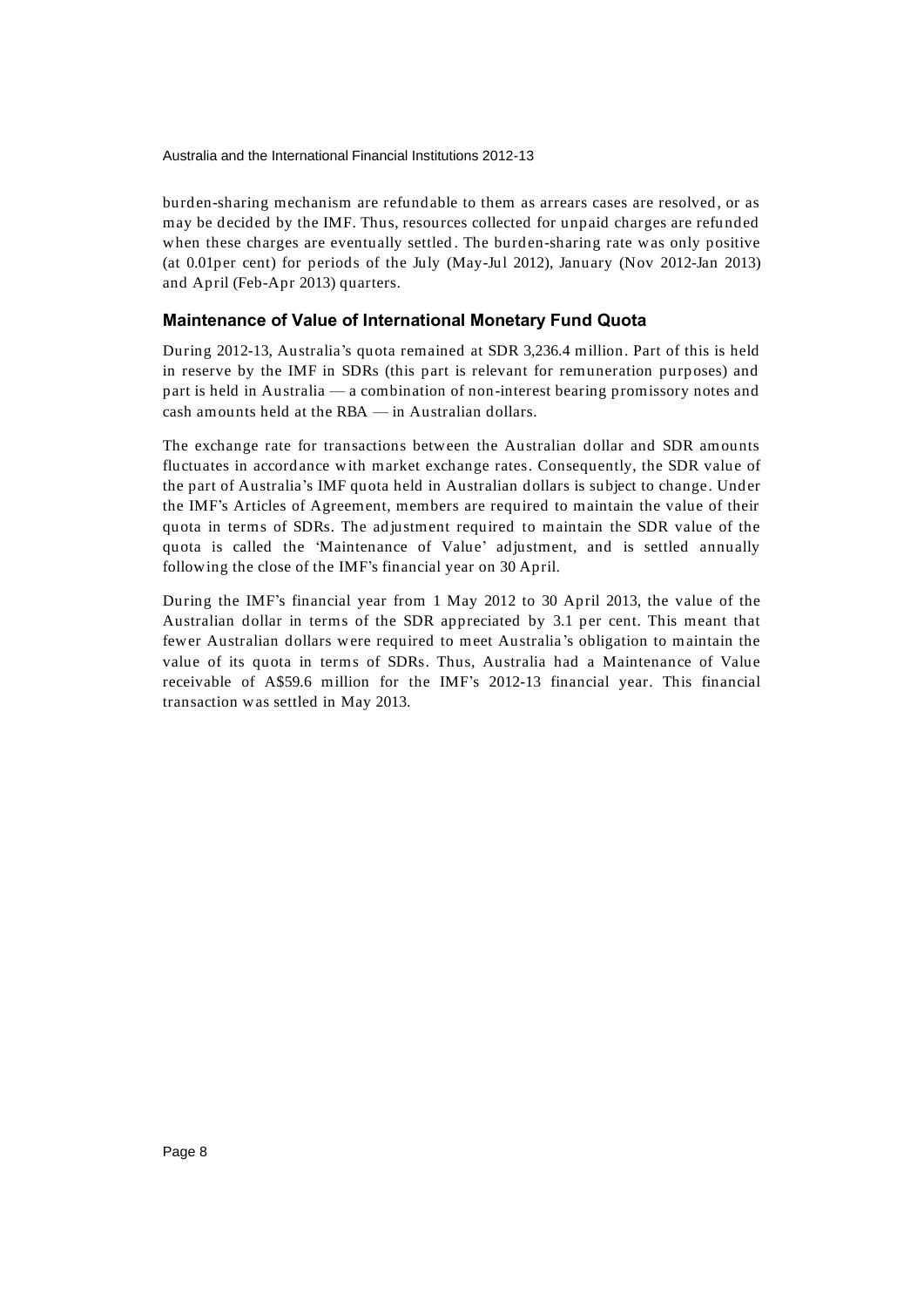burden-sharing mechanism are refundable to them as arrears cases are resolved, or as may be decided by the IMF. Thus, resources collected for unpaid charges are refunded when these charges are eventually settled. The burden-sharing rate was only positive (at 0.01per cent) for periods of the July (May-Jul 2012), January (Nov 2012-Jan 2013) and April (Feb-Apr 2013) quarters.

### Maintenance of Value of International Monetary Fund Quota

During 2012-13, Australia's quota remained at SDR 3,236.4 million. Part of this is held in reserve by the IMF in SDRs (this part is relevant for remuneration purposes) and part is held in Australia — a combination of non-interest bearing promissory notes and cash amounts held at the RBA — in Australian dollars.

The exchange rate for transactions between the Australian dollar and SDR amounts fluctuates in accordance with market exchange rates. Consequently, the SDR value of the part of Australia's IMF quota held in Australian dollars is subject to change. Under the IMF's Articles of Agreement, members are required to maintain the value of their quota in terms of SDRs. The adjustment required to maintain the SDR value of the quota is called the 'Maintenance of Value' adjustment, and is settled annually following the close of the IMF's financial year on 30 April.

During the IMF's financial year from 1 May 2012 to 30 April 2013, the value of the Australian dollar in terms of the SDR appreciated by 3.1 per cent. This meant that fewer Australian dollars were required to meet Australia's obligation to maintain the value of its quota in terms of SDRs. Thus, Australia had a Maintenance of Value receivable of A$59.6 million for the IMF's 2012-13 financial year. This financial transaction was settled in May 2013.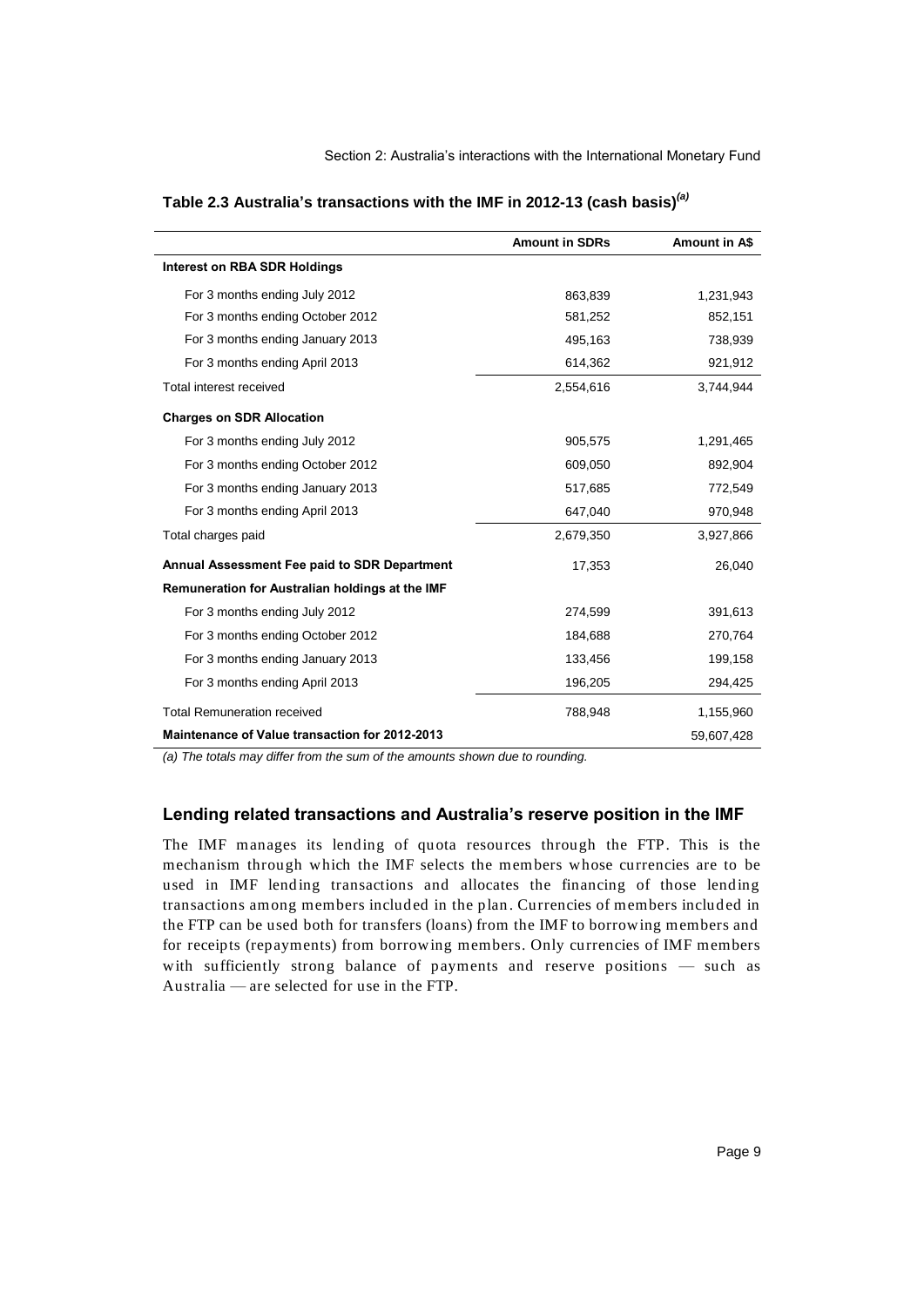**Table 2.3 Australia's transactions with the IMF in 2012-13 (cash basis)[(a)]**

| | Amount in SDRs | Amount in A$ |
|---|---|---|
| **Interest on RBA SDR Holdings** | | |
| For 3 months ending July 2012 | 863,839 | 1,231,943 |
| For 3 months ending October 2012 | 581,252 | 852,151 |
| For 3 months ending January 2013 | 495,163 | 738,939 |
| For 3 months ending April 2013 | 614,362 | 921,912 |
| Total interest received | 2,554,616 | 3,744,944 |
| **Charges on SDR Allocation** | | |
| For 3 months ending July 2012 | 905,575 | 1,291,465 |
| For 3 months ending October 2012 | 609,050 | 892,904 |
| For 3 months ending January 2013 | 517,685 | 772,549 |
| For 3 months ending April 2013 | 647,040 | 970,948 |
| Total charges paid | 2,679,350 | 3,927,866 |
| **Annual Assessment Fee paid to SDR Department** | 17,353 | 26,040 |
| **Remuneration for Australian holdings at the IMF** | | |
| For 3 months ending July 2012 | 274,599 | 391,613 |
| For 3 months ending October 2012 | 184,688 | 270,764 |
| For 3 months ending January 2013 | 133,456 | 199,158 |
| For 3 months ending April 2013 | 196,205 | 294,425 |
| Total Remuneration received | 788,948 | 1,155,960 |
| **Maintenance of Value transaction for 2012-2013** | | 59,607,428 |

*(a) The totals may differ from the sum of the amounts shown due to rounding.*

## Lending related transactions and Australia's reserve position in the IMF

The IMF manages its lending of quota resources through the FTP. This is the mechanism through which the IMF selects the members whose currencies are to be used in IMF lending transactions and allocates the financing of those lending transactions among members included in the plan. Currencies of members included in the FTP can be used both for transfers (loans) from the IMF to borrowing members and for receipts (repayments) from borrowing members. Only currencies of IMF members with sufficiently strong balance of payments and reserve positions — such as Australia — are selected for use in the FTP.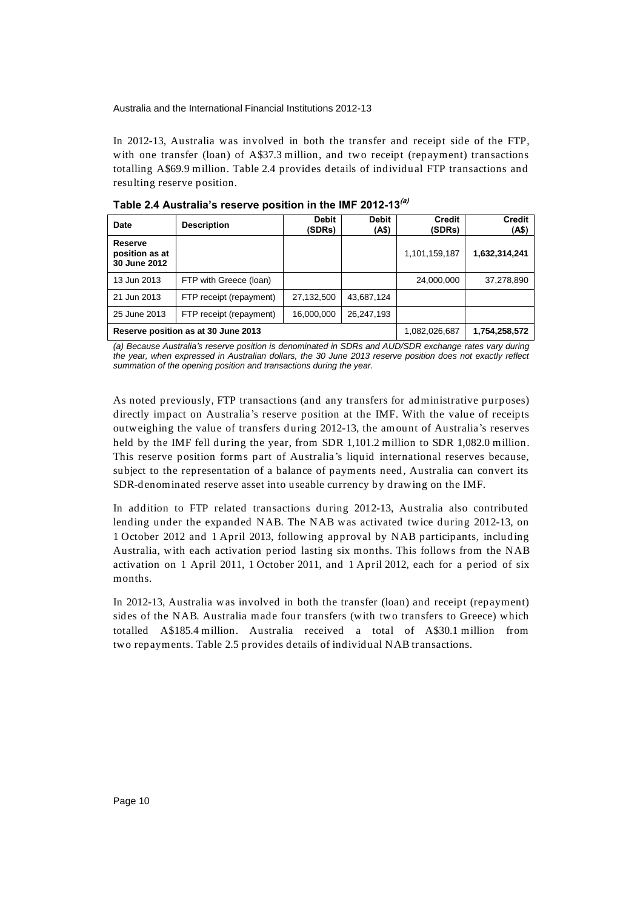In 2012-13, Australia was involved in both the transfer and receipt side of the FTP, with one transfer (loan) of A$37.3 million, and two receipt (repayment) transactions totalling A$69.9 million. Table 2.4 provides details of individual FTP transactions and resulting reserve position.

**Table 2.4 Australia's reserve position in the IMF 2012-13*(a)***

| Date | Description | Debit (SDRs) | Debit (A$) | Credit (SDRs) | Credit (A$) |
|---|---|---|---|---|---|
| **Reserve position as at 30 June 2012** | | | | 1,101,159,187 | **1,632,314,241** |
| 13 Jun 2013 | FTP with Greece (loan) | | | 24,000,000 | 37,278,890 |
| 21 Jun 2013 | FTP receipt (repayment) | 27,132,500 | 43,687,124 | | |
| 25 June 2013 | FTP receipt (repayment) | 16,000,000 | 26,247,193 | | |
| **Reserve position as at 30 June 2013** | | | | 1,082,026,687 | **1,754,258,572** |

*(a) Because Australia's reserve position is denominated in SDRs and AUD/SDR exchange rates vary during the year, when expressed in Australian dollars, the 30 June 2013 reserve position does not exactly reflect summation of the opening position and transactions during the year.*

As noted previously, FTP transactions (and any transfers for administrative purposes) directly impact on Australia's reserve position at the IMF. With the value of receipts outweighing the value of transfers during 2012-13, the amount of Australia's reserves held by the IMF fell during the year, from SDR 1,101.2 million to SDR 1,082.0 million. This reserve position forms part of Australia's liquid international reserves because, subject to the representation of a balance of payments need, Australia can convert its SDR-denominated reserve asset into useable currency by drawing on the IMF.

In addition to FTP related transactions during 2012-13, Australia also contributed lending under the expanded NAB. The NAB was activated twice during 2012-13, on 1 October 2012 and 1 April 2013, following approval by NAB participants, including Australia, with each activation period lasting six months. This follows from the NAB activation on 1 April 2011, 1 October 2011, and 1 April 2012, each for a period of six months.

In 2012-13, Australia was involved in both the transfer (loan) and receipt (repayment) sides of the NAB. Australia made four transfers (with two transfers to Greece) which totalled A$185.4 million. Australia received a total of A$30.1 million from two repayments. Table 2.5 provides details of individual NAB transactions.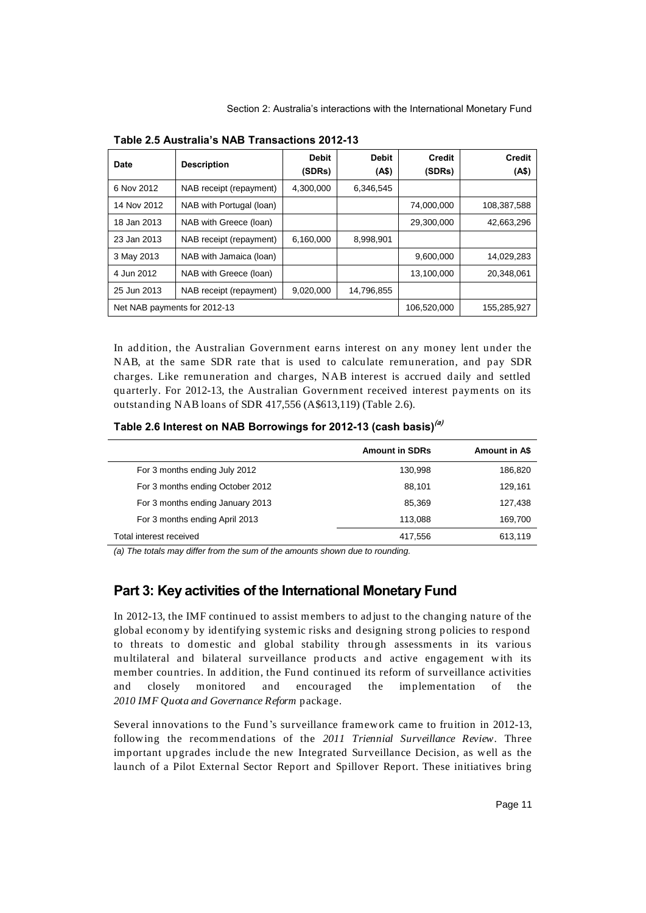**Table 2.5 Australia's NAB Transactions 2012-13**

| Date | Description | Debit (SDRs) | Debit (A$) | Credit (SDRs) | Credit (A$) |
|---|---|---|---|---|---|
| 6 Nov 2012 | NAB receipt (repayment) | 4,300,000 | 6,346,545 | | |
| 14 Nov 2012 | NAB with Portugal (loan) | | | 74,000,000 | 108,387,588 |
| 18 Jan 2013 | NAB with Greece (loan) | | | 29,300,000 | 42,663,296 |
| 23 Jan 2013 | NAB receipt (repayment) | 6,160,000 | 8,998,901 | | |
| 3 May 2013 | NAB with Jamaica (loan) | | | 9,600,000 | 14,029,283 |
| 4 Jun 2012 | NAB with Greece (loan) | | | 13,100,000 | 20,348,061 |
| 25 Jun 2013 | NAB receipt (repayment) | 9,020,000 | 14,796,855 | | |
| Net NAB payments for 2012-13 | | | | 106,520,000 | 155,285,927 |

In addition, the Australian Government earns interest on any money lent under the NAB, at the same SDR rate that is used to calculate remuneration, and pay SDR charges. Like remuneration and charges, NAB interest is accrued daily and settled quarterly. For 2012-13, the Australian Government received interest payments on its outstanding NAB loans of SDR 417,556 (A$613,119) (Table 2.6).

**Table 2.6 Interest on NAB Borrowings for 2012-13 (cash basis)[(a)]**

| | Amount in SDRs | Amount in A$ |
|---|---|---|
| For 3 months ending July 2012 | 130,998 | 186,820 |
| For 3 months ending October 2012 | 88,101 | 129,161 |
| For 3 months ending January 2013 | 85,369 | 127,438 |
| For 3 months ending April 2013 | 113,088 | 169,700 |
| Total interest received | 417,556 | 613,119 |

*(a) The totals may differ from the sum of the amounts shown due to rounding.*

## Part 3: Key activities of the International Monetary Fund

In 2012-13, the IMF continued to assist members to adjust to the changing nature of the global economy by identifying systemic risks and designing strong policies to respond to threats to domestic and global stability through assessments in its various multilateral and bilateral surveillance products and active engagement with its member countries. In addition, the Fund continued its reform of surveillance activities and closely monitored and encouraged the implementation of the *2010 IMF Quota and Governance Reform* package.

Several innovations to the Fund's surveillance framework came to fruition in 2012-13, following the recommendations of the *2011 Triennial Surveillance Review*. Three important upgrades include the new Integrated Surveillance Decision, as well as the launch of a Pilot External Sector Report and Spillover Report. These initiatives bring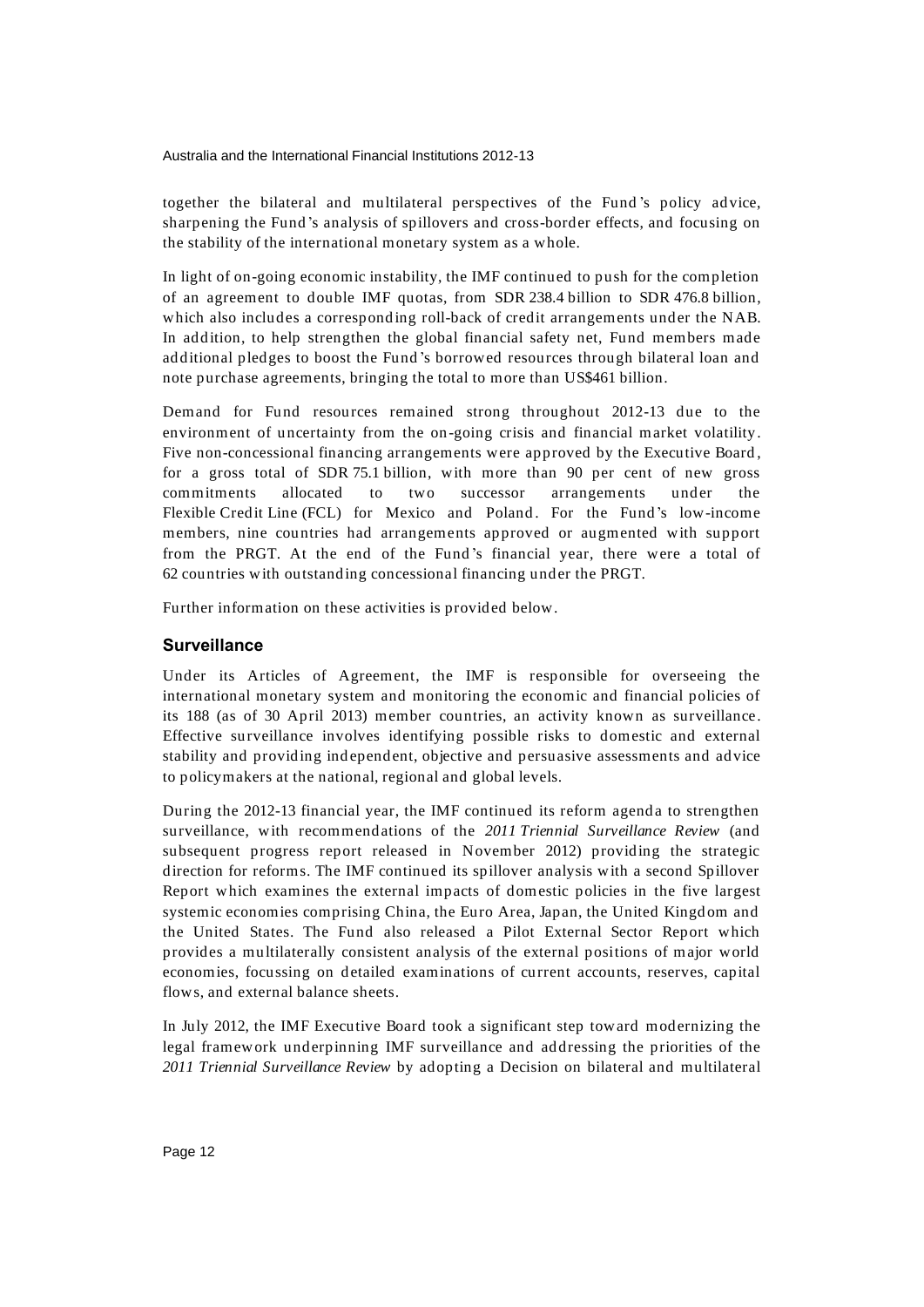together the bilateral and multilateral perspectives of the Fund's policy advice, sharpening the Fund's analysis of spillovers and cross-border effects, and focusing on the stability of the international monetary system as a whole.

In light of on-going economic instability, the IMF continued to push for the completion of an agreement to double IMF quotas, from SDR 238.4 billion to SDR 476.8 billion, which also includes a corresponding roll-back of credit arrangements under the NAB. In addition, to help strengthen the global financial safety net, Fund members made additional pledges to boost the Fund's borrowed resources through bilateral loan and note purchase agreements, bringing the total to more than US$461 billion.

Demand for Fund resources remained strong throughout 2012-13 due to the environment of uncertainty from the on-going crisis and financial market volatility. Five non-concessional financing arrangements were approved by the Executive Board, for a gross total of SDR 75.1 billion, with more than 90 per cent of new gross commitments allocated to two successor arrangements under the Flexible Credit Line (FCL) for Mexico and Poland. For the Fund's low-income members, nine countries had arrangements approved or augmented with support from the PRGT. At the end of the Fund's financial year, there were a total of 62 countries with outstanding concessional financing under the PRGT.

Further information on these activities is provided below.

## Surveillance

Under its Articles of Agreement, the IMF is responsible for overseeing the international monetary system and monitoring the economic and financial policies of its 188 (as of 30 April 2013) member countries, an activity known as surveillance. Effective surveillance involves identifying possible risks to domestic and external stability and providing independent, objective and persuasive assessments and advice to policymakers at the national, regional and global levels.

During the 2012-13 financial year, the IMF continued its reform agenda to strengthen surveillance, with recommendations of the *2011 Triennial Surveillance Review* (and subsequent progress report released in November 2012) providing the strategic direction for reforms. The IMF continued its spillover analysis with a second Spillover Report which examines the external impacts of domestic policies in the five largest systemic economies comprising China, the Euro Area, Japan, the United Kingdom and the United States. The Fund also released a Pilot External Sector Report which provides a multilaterally consistent analysis of the external positions of major world economies, focussing on detailed examinations of current accounts, reserves, capital flows, and external balance sheets.

In July 2012, the IMF Executive Board took a significant step toward modernizing the legal framework underpinning IMF surveillance and addressing the priorities of the *2011 Triennial Surveillance Review* by adopting a Decision on bilateral and multilateral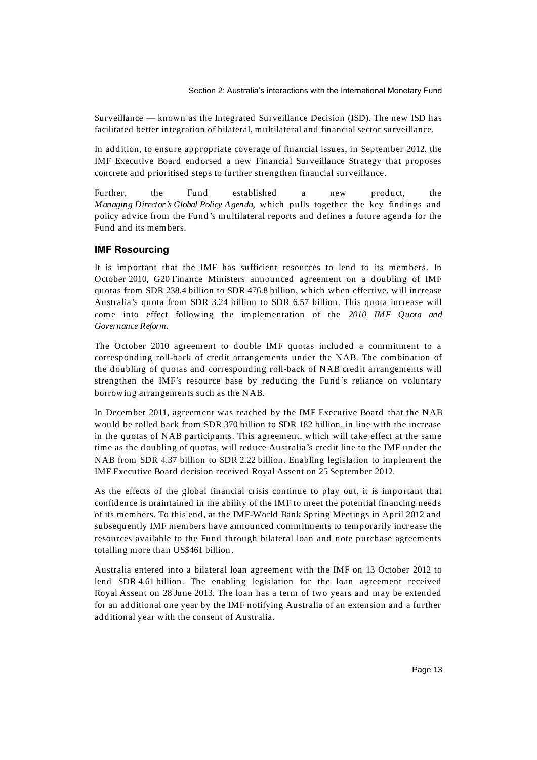Surveillance — known as the Integrated Surveillance Decision (ISD). The new ISD has facilitated better integration of bilateral, multilateral and financial sector surveillance.

In addition, to ensure appropriate coverage of financial issues, in September 2012, the IMF Executive Board endorsed a new Financial Surveillance Strategy that proposes concrete and prioritised steps to further strengthen financial surveillance.

Further, the Fund established a new product, the *Managing Director's Global Policy Agenda*, which pulls together the key findings and policy advice from the Fund's multilateral reports and defines a future agenda for the Fund and its members.

### IMF Resourcing

It is important that the IMF has sufficient resources to lend to its members. In October 2010, G20 Finance Ministers announced agreement on a doubling of IMF quotas from SDR 238.4 billion to SDR 476.8 billion, which when effective, will increase Australia's quota from SDR 3.24 billion to SDR 6.57 billion. This quota increase will come into effect following the implementation of the *2010 IMF Quota and Governance Reform*.

The October 2010 agreement to double IMF quotas included a commitment to a corresponding roll-back of credit arrangements under the NAB. The combination of the doubling of quotas and corresponding roll-back of NAB credit arrangements will strengthen the IMF's resource base by reducing the Fund's reliance on voluntary borrowing arrangements such as the NAB.

In December 2011, agreement was reached by the IMF Executive Board that the NAB would be rolled back from SDR 370 billion to SDR 182 billion, in line with the increase in the quotas of NAB participants. This agreement, which will take effect at the same time as the doubling of quotas, will reduce Australia's credit line to the IMF under the NAB from SDR 4.37 billion to SDR 2.22 billion. Enabling legislation to implement the IMF Executive Board decision received Royal Assent on 25 September 2012.

As the effects of the global financial crisis continue to play out, it is important that confidence is maintained in the ability of the IMF to meet the potential financing needs of its members. To this end, at the IMF-World Bank Spring Meetings in April 2012 and subsequently IMF members have announced commitments to temporarily increase the resources available to the Fund through bilateral loan and note purchase agreements totalling more than US$461 billion.

Australia entered into a bilateral loan agreement with the IMF on 13 October 2012 to lend SDR 4.61 billion. The enabling legislation for the loan agreement received Royal Assent on 28 June 2013. The loan has a term of two years and may be extended for an additional one year by the IMF notifying Australia of an extension and a further additional year with the consent of Australia.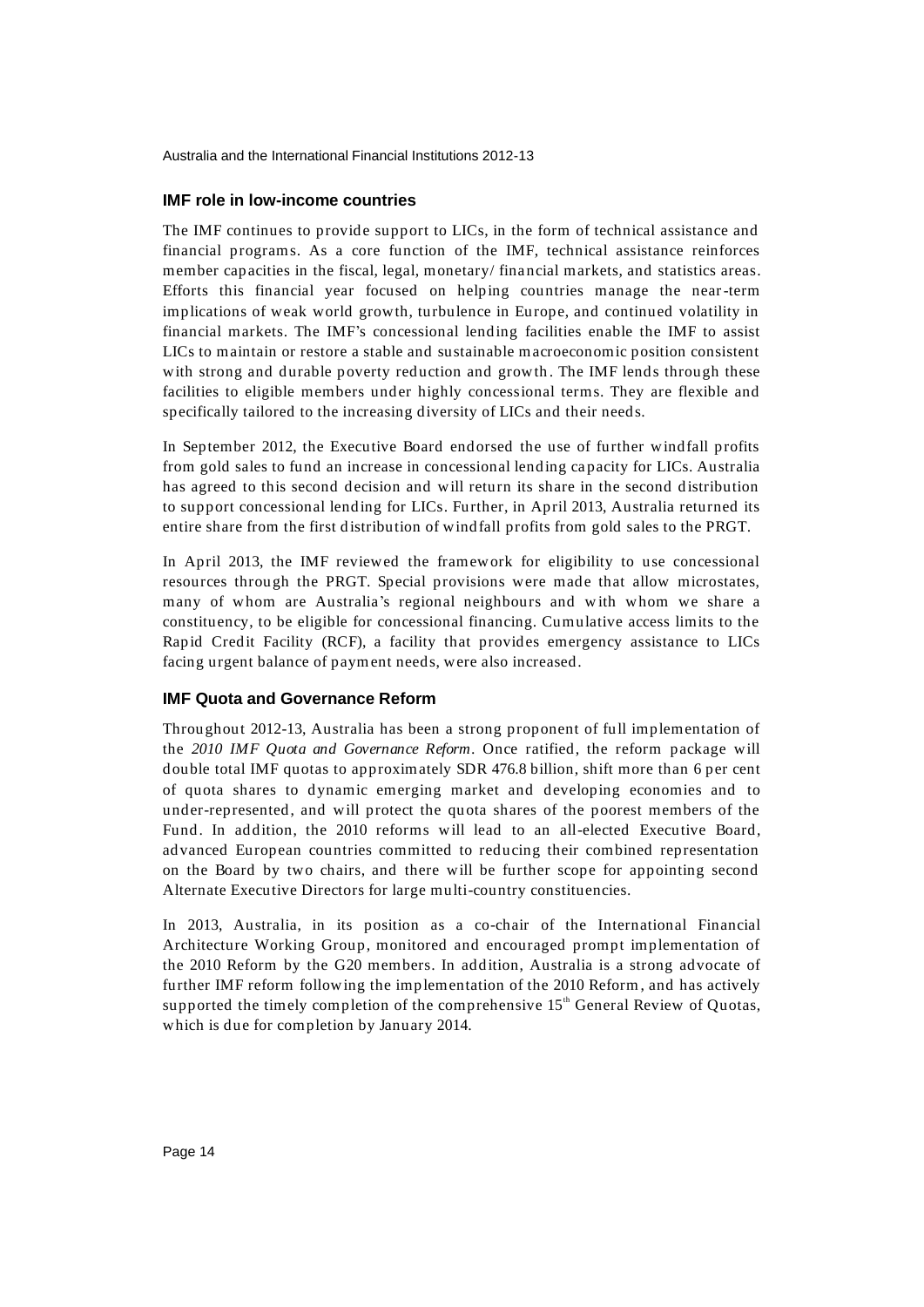## IMF role in low-income countries

The IMF continues to provide support to LICs, in the form of technical assistance and financial programs. As a core function of the IMF, technical assistance reinforces member capacities in the fiscal, legal, monetary/ financial markets, and statistics areas. Efforts this financial year focused on helping countries manage the near-term implications of weak world growth, turbulence in Europe, and continued volatility in financial markets. The IMF's concessional lending facilities enable the IMF to assist LICs to maintain or restore a stable and sustainable macroeconomic position consistent with strong and durable poverty reduction and growth. The IMF lends through these facilities to eligible members under highly concessional terms. They are flexible and specifically tailored to the increasing diversity of LICs and their needs.

In September 2012, the Executive Board endorsed the use of further windfall profits from gold sales to fund an increase in concessional lending capacity for LICs. Australia has agreed to this second decision and will return its share in the second distribution to support concessional lending for LICs. Further, in April 2013, Australia returned its entire share from the first distribution of windfall profits from gold sales to the PRGT.

In April 2013, the IMF reviewed the framework for eligibility to use concessional resources through the PRGT. Special provisions were made that allow microstates, many of whom are Australia's regional neighbours and with whom we share a constituency, to be eligible for concessional financing. Cumulative access limits to the Rapid Credit Facility (RCF), a facility that provides emergency assistance to LICs facing urgent balance of payment needs, were also increased.

## IMF Quota and Governance Reform

Throughout 2012-13, Australia has been a strong proponent of full implementation of the *2010 IMF Quota and Governance Reform*. Once ratified, the reform package will double total IMF quotas to approximately SDR 476.8 billion, shift more than 6 per cent of quota shares to dynamic emerging market and developing economies and to under-represented, and will protect the quota shares of the poorest members of the Fund. In addition, the 2010 reforms will lead to an all-elected Executive Board, advanced European countries committed to reducing their combined representation on the Board by two chairs, and there will be further scope for appointing second Alternate Executive Directors for large multi-country constituencies.

In 2013, Australia, in its position as a co-chair of the International Financial Architecture Working Group, monitored and encouraged prompt implementation of the 2010 Reform by the G20 members. In addition, Australia is a strong advocate of further IMF reform following the implementation of the 2010 Reform, and has actively supported the timely completion of the comprehensive 15th General Review of Quotas, which is due for completion by January 2014.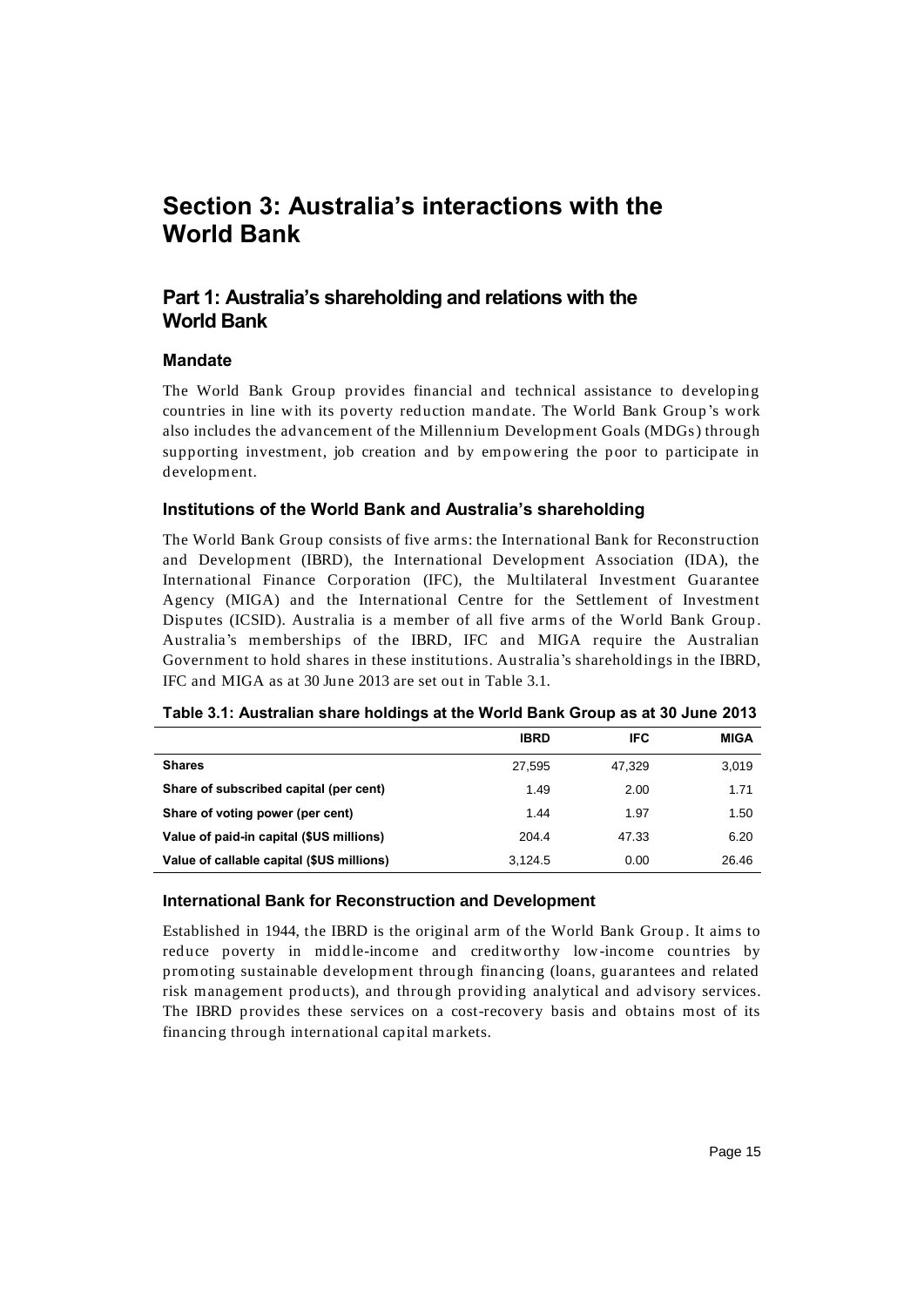# Section 3: Australia's interactions with the World Bank

## Part 1: Australia's shareholding and relations with the World Bank

### Mandate

The World Bank Group provides financial and technical assistance to developing countries in line with its poverty reduction mandate. The World Bank Group's work also includes the advancement of the Millennium Development Goals (MDGs) through supporting investment, job creation and by empowering the poor to participate in development.

### Institutions of the World Bank and Australia's shareholding

The World Bank Group consists of five arms: the International Bank for Reconstruction and Development (IBRD), the International Development Association (IDA), the International Finance Corporation (IFC), the Multilateral Investment Guarantee Agency (MIGA) and the International Centre for the Settlement of Investment Disputes (ICSID). Australia is a member of all five arms of the World Bank Group. Australia's memberships of the IBRD, IFC and MIGA require the Australian Government to hold shares in these institutions. Australia's shareholdings in the IBRD, IFC and MIGA as at 30 June 2013 are set out in Table 3.1.

**Table 3.1: Australian share holdings at the World Bank Group as at 30 June 2013**

| | IBRD | IFC | MIGA |
|---|---|---|---|
| **Shares** | 27,595 | 47,329 | 3,019 |
| **Share of subscribed capital (per cent)** | 1.49 | 2.00 | 1.71 |
| **Share of voting power (per cent)** | 1.44 | 1.97 | 1.50 |
| **Value of paid-in capital ($US millions)** | 204.4 | 47.33 | 6.20 |
| **Value of callable capital ($US millions)** | 3,124.5 | 0.00 | 26.46 |

### International Bank for Reconstruction and Development

Established in 1944, the IBRD is the original arm of the World Bank Group. It aims to reduce poverty in middle-income and creditworthy low-income countries by promoting sustainable development through financing (loans, guarantees and related risk management products), and through providing analytical and advisory services. The IBRD provides these services on a cost-recovery basis and obtains most of its financing through international capital markets.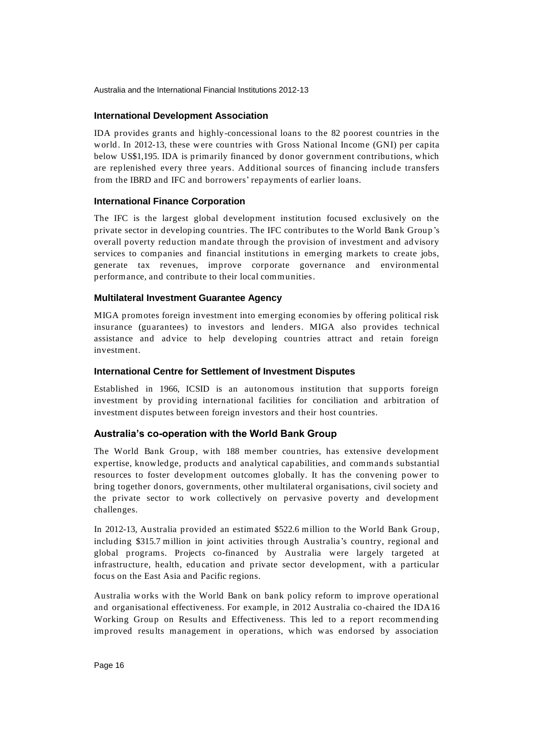### International Development Association

IDA provides grants and highly-concessional loans to the 82 poorest countries in the world. In 2012-13, these were countries with Gross National Income (GNI) per capita below US$1,195. IDA is primarily financed by donor government contributions, which are replenished every three years. Additional sources of financing include transfers from the IBRD and IFC and borrowers' repayments of earlier loans.

### International Finance Corporation

The IFC is the largest global development institution focused exclusively on the private sector in developing countries. The IFC contributes to the World Bank Group's overall poverty reduction mandate through the provision of investment and advisory services to companies and financial institutions in emerging markets to create jobs, generate tax revenues, improve corporate governance and environmental performance, and contribute to their local communities.

### Multilateral Investment Guarantee Agency

MIGA promotes foreign investment into emerging economies by offering political risk insurance (guarantees) to investors and lenders. MIGA also provides technical assistance and advice to help developing countries attract and retain foreign investment.

### International Centre for Settlement of Investment Disputes

Established in 1966, ICSID is an autonomous institution that supports foreign investment by providing international facilities for conciliation and arbitration of investment disputes between foreign investors and their host countries.

## Australia's co-operation with the World Bank Group

The World Bank Group, with 188 member countries, has extensive development expertise, knowledge, products and analytical capabilities, and commands substantial resources to foster development outcomes globally. It has the convening power to bring together donors, governments, other multilateral organisations, civil society and the private sector to work collectively on pervasive poverty and development challenges.

In 2012-13, Australia provided an estimated $522.6 million to the World Bank Group, including $315.7 million in joint activities through Australia's country, regional and global programs. Projects co-financed by Australia were largely targeted at infrastructure, health, education and private sector development, with a particular focus on the East Asia and Pacific regions.

Australia works with the World Bank on bank policy reform to improve operational and organisational effectiveness. For example, in 2012 Australia co-chaired the IDA16 Working Group on Results and Effectiveness. This led to a report recommending improved results management in operations, which was endorsed by association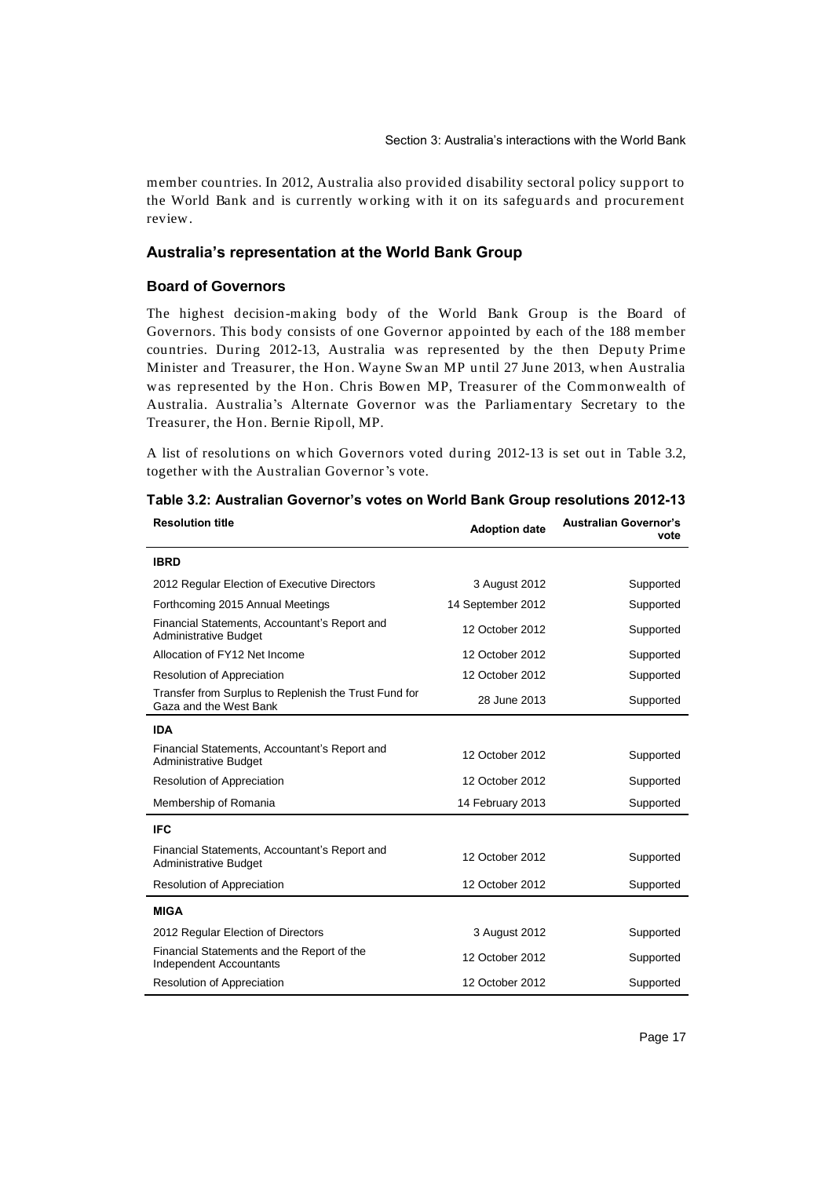member countries. In 2012, Australia also provided disability sectoral policy support to the World Bank and is currently working with it on its safeguards and procurement review.

### Australia's representation at the World Bank Group

#### Board of Governors

The highest decision-making body of the World Bank Group is the Board of Governors. This body consists of one Governor appointed by each of the 188 member countries. During 2012-13, Australia was represented by the then Deputy Prime Minister and Treasurer, the Hon. Wayne Swan MP until 27 June 2013, when Australia was represented by the Hon. Chris Bowen MP, Treasurer of the Commonwealth of Australia. Australia's Alternate Governor was the Parliamentary Secretary to the Treasurer, the Hon. Bernie Ripoll, MP.

A list of resolutions on which Governors voted during 2012-13 is set out in Table 3.2, together with the Australian Governor's vote.

**Table 3.2: Australian Governor's votes on World Bank Group resolutions 2012-13**

| Resolution title | Adoption date | Australian Governor's vote |
|---|---|---|
| **IBRD** | | |
| 2012 Regular Election of Executive Directors | 3 August 2012 | Supported |
| Forthcoming 2015 Annual Meetings | 14 September 2012 | Supported |
| Financial Statements, Accountant's Report and Administrative Budget | 12 October 2012 | Supported |
| Allocation of FY12 Net Income | 12 October 2012 | Supported |
| Resolution of Appreciation | 12 October 2012 | Supported |
| Transfer from Surplus to Replenish the Trust Fund for Gaza and the West Bank | 28 June 2013 | Supported |
| **IDA** | | |
| Financial Statements, Accountant's Report and Administrative Budget | 12 October 2012 | Supported |
| Resolution of Appreciation | 12 October 2012 | Supported |
| Membership of Romania | 14 February 2013 | Supported |
| **IFC** | | |
| Financial Statements, Accountant's Report and Administrative Budget | 12 October 2012 | Supported |
| Resolution of Appreciation | 12 October 2012 | Supported |
| **MIGA** | | |
| 2012 Regular Election of Directors | 3 August 2012 | Supported |
| Financial Statements and the Report of the Independent Accountants | 12 October 2012 | Supported |
| Resolution of Appreciation | 12 October 2012 | Supported |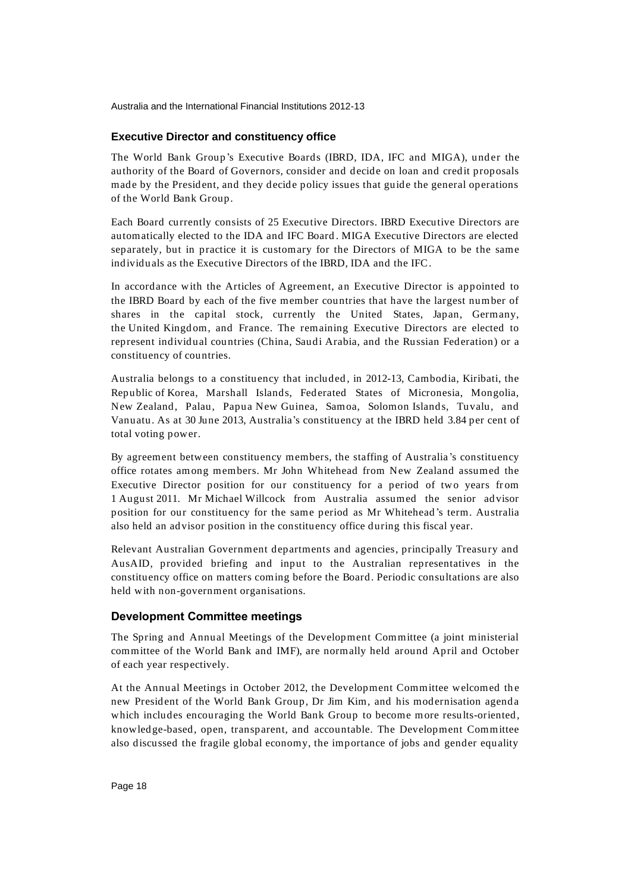### Executive Director and constituency office

The World Bank Group's Executive Boards (IBRD, IDA, IFC and MIGA), under the authority of the Board of Governors, consider and decide on loan and credit proposals made by the President, and they decide policy issues that guide the general operations of the World Bank Group.

Each Board currently consists of 25 Executive Directors. IBRD Executive Directors are automatically elected to the IDA and IFC Board. MIGA Executive Directors are elected separately, but in practice it is customary for the Directors of MIGA to be the same individuals as the Executive Directors of the IBRD, IDA and the IFC.

In accordance with the Articles of Agreement, an Executive Director is appointed to the IBRD Board by each of the five member countries that have the largest number of shares in the capital stock, currently the United States, Japan, Germany, the United Kingdom, and France. The remaining Executive Directors are elected to represent individual countries (China, Saudi Arabia, and the Russian Federation) or a constituency of countries.

Australia belongs to a constituency that included, in 2012-13, Cambodia, Kiribati, the Republic of Korea, Marshall Islands, Federated States of Micronesia, Mongolia, New Zealand, Palau, Papua New Guinea, Samoa, Solomon Islands, Tuvalu, and Vanuatu. As at 30 June 2013, Australia's constituency at the IBRD held 3.84 per cent of total voting power.

By agreement between constituency members, the staffing of Australia's constituency office rotates among members. Mr John Whitehead from New Zealand assumed the Executive Director position for our constituency for a period of two years from 1 August 2011. Mr Michael Willcock from Australia assumed the senior advisor position for our constituency for the same period as Mr Whitehead's term. Australia also held an advisor position in the constituency office during this fiscal year.

Relevant Australian Government departments and agencies, principally Treasury and AusAID, provided briefing and input to the Australian representatives in the constituency office on matters coming before the Board. Periodic consultations are also held with non-government organisations.

### Development Committee meetings

The Spring and Annual Meetings of the Development Committee (a joint ministerial committee of the World Bank and IMF), are normally held around April and October of each year respectively.

At the Annual Meetings in October 2012, the Development Committee welcomed the new President of the World Bank Group, Dr Jim Kim, and his modernisation agenda which includes encouraging the World Bank Group to become more results-oriented, knowledge-based, open, transparent, and accountable. The Development Committee also discussed the fragile global economy, the importance of jobs and gender equality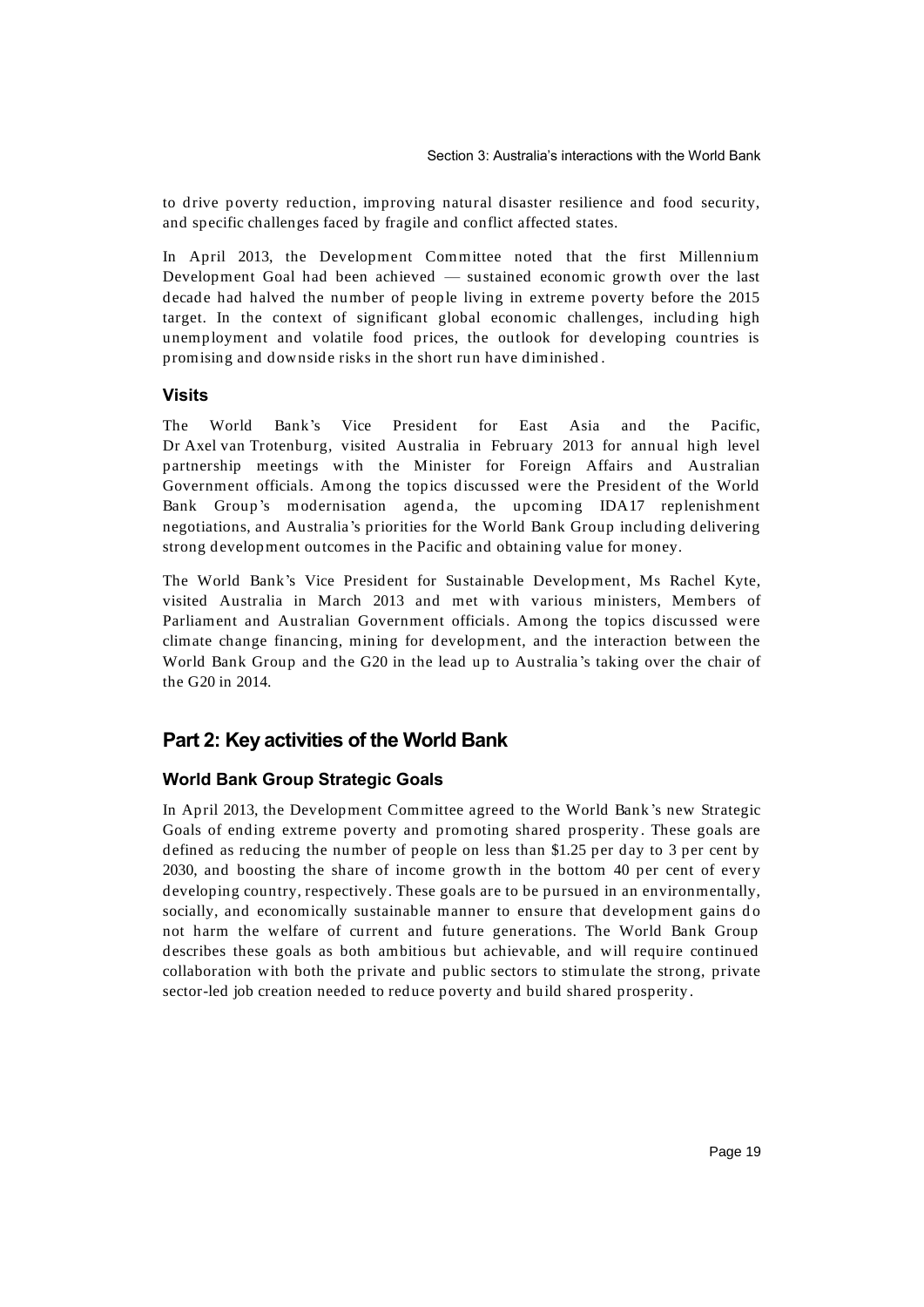to drive poverty reduction, improving natural disaster resilience and food security, and specific challenges faced by fragile and conflict affected states.

In April 2013, the Development Committee noted that the first Millennium Development Goal had been achieved — sustained economic growth over the last decade had halved the number of people living in extreme poverty before the 2015 target. In the context of significant global economic challenges, including high unemployment and volatile food prices, the outlook for developing countries is promising and downside risks in the short run have diminished.

### Visits

The World Bank's Vice President for East Asia and the Pacific, Dr Axel van Trotenburg, visited Australia in February 2013 for annual high level partnership meetings with the Minister for Foreign Affairs and Australian Government officials. Among the topics discussed were the President of the World Bank Group's modernisation agenda, the upcoming IDA17 replenishment negotiations, and Australia's priorities for the World Bank Group including delivering strong development outcomes in the Pacific and obtaining value for money.

The World Bank's Vice President for Sustainable Development, Ms Rachel Kyte, visited Australia in March 2013 and met with various ministers, Members of Parliament and Australian Government officials. Among the topics discussed were climate change financing, mining for development, and the interaction between the World Bank Group and the G20 in the lead up to Australia's taking over the chair of the G20 in 2014.

## Part 2: Key activities of the World Bank

### World Bank Group Strategic Goals

In April 2013, the Development Committee agreed to the World Bank's new Strategic Goals of ending extreme poverty and promoting shared prosperity. These goals are defined as reducing the number of people on less than $1.25 per day to 3 per cent by 2030, and boosting the share of income growth in the bottom 40 per cent of every developing country, respectively. These goals are to be pursued in an environmentally, socially, and economically sustainable manner to ensure that development gains do not harm the welfare of current and future generations. The World Bank Group describes these goals as both ambitious but achievable, and will require continued collaboration with both the private and public sectors to stimulate the strong, private sector-led job creation needed to reduce poverty and build shared prosperity.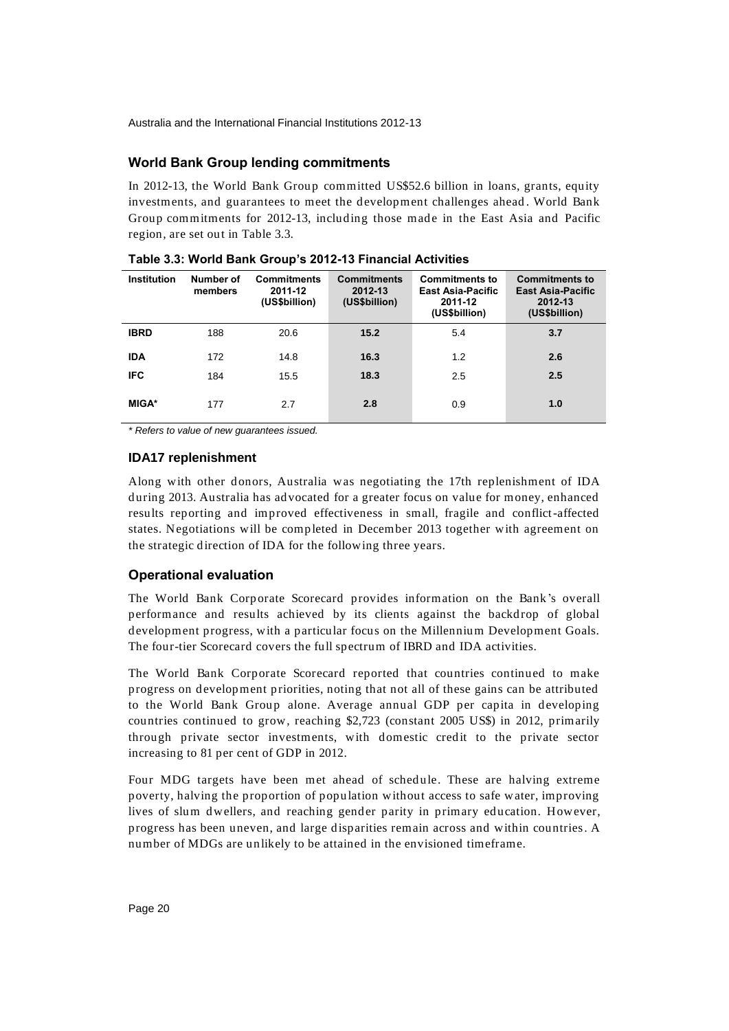## World Bank Group lending commitments

In 2012-13, the World Bank Group committed US$52.6 billion in loans, grants, equity investments, and guarantees to meet the development challenges ahead. World Bank Group commitments for 2012-13, including those made in the East Asia and Pacific region, are set out in Table 3.3.

**Table 3.3: World Bank Group's 2012-13 Financial Activities**

| Institution | Number of members | Commitments 2011-12 (US$billion) | Commitments 2012-13 (US$billion) | Commitments to East Asia-Pacific 2011-12 (US$billion) | Commitments to East Asia-Pacific 2012-13 (US$billion) |
|---|---|---|---|---|---|
| **IBRD** | 188 | 20.6 | **15.2** | 5.4 | **3.7** |
| **IDA** | 172 | 14.8 | **16.3** | 1.2 | **2.6** |
| **IFC** | 184 | 15.5 | **18.3** | 2.5 | **2.5** |
| **MIGA*** | 177 | 2.7 | **2.8** | 0.9 | **1.0** |

*\* Refers to value of new guarantees issued.*

### IDA17 replenishment

Along with other donors, Australia was negotiating the 17th replenishment of IDA during 2013. Australia has advocated for a greater focus on value for money, enhanced results reporting and improved effectiveness in small, fragile and conflict-affected states. Negotiations will be completed in December 2013 together with agreement on the strategic direction of IDA for the following three years.

## Operational evaluation

The World Bank Corporate Scorecard provides information on the Bank's overall performance and results achieved by its clients against the backdrop of global development progress, with a particular focus on the Millennium Development Goals. The four-tier Scorecard covers the full spectrum of IBRD and IDA activities.

The World Bank Corporate Scorecard reported that countries continued to make progress on development priorities, noting that not all of these gains can be attributed to the World Bank Group alone. Average annual GDP per capita in developing countries continued to grow, reaching $2,723 (constant 2005 US$) in 2012, primarily through private sector investments, with domestic credit to the private sector increasing to 81 per cent of GDP in 2012.

Four MDG targets have been met ahead of schedule. These are halving extreme poverty, halving the proportion of population without access to safe water, improving lives of slum dwellers, and reaching gender parity in primary education. However, progress has been uneven, and large disparities remain across and within countries. A number of MDGs are unlikely to be attained in the envisioned timeframe.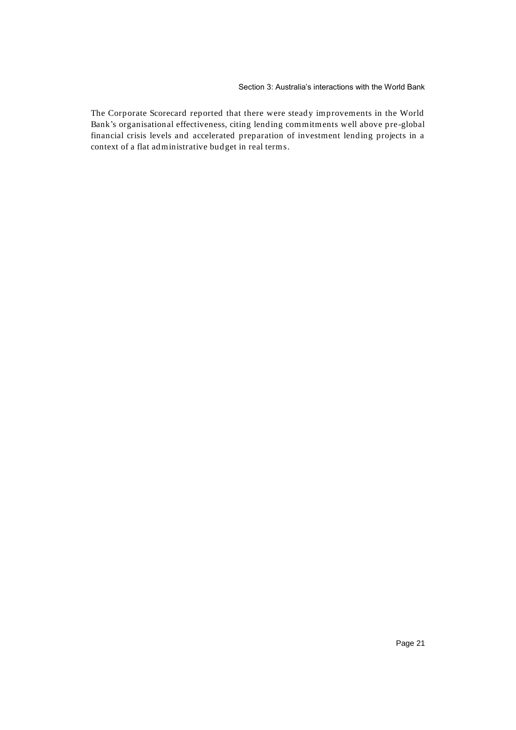The Corporate Scorecard reported that there were steady improvements in the World Bank's organisational effectiveness, citing lending commitments well above pre-global financial crisis levels and accelerated preparation of investment lending projects in a context of a flat administrative budget in real terms.